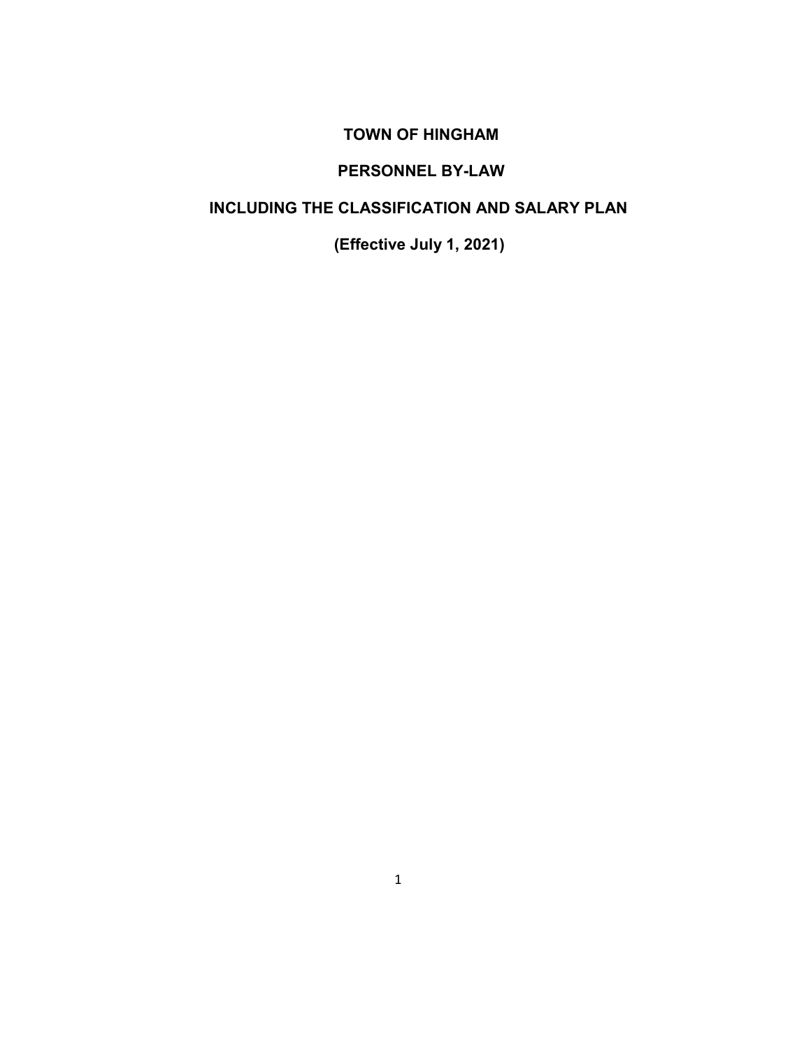# TOWN OF HINGHAM

## PERSONNEL BY-LAW

## INCLUDING THE CLASSIFICATION AND SALARY PLAN

## (Effective July 1, 2021)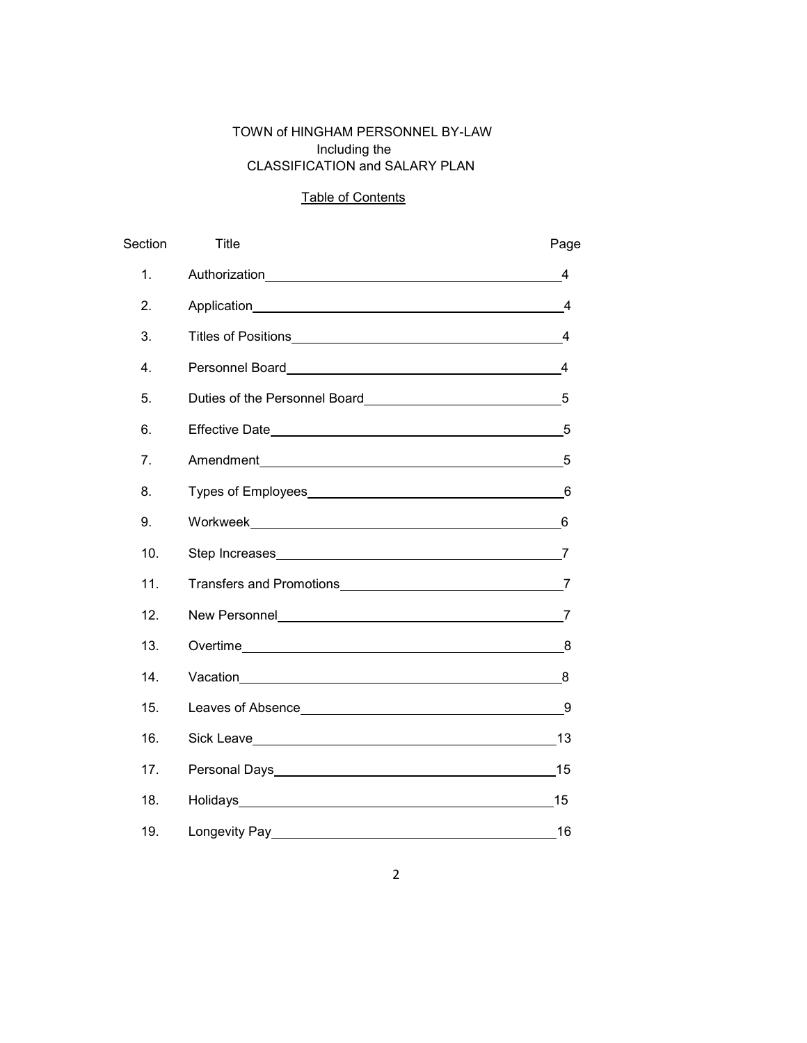TOWN of HINGHAM PERSONNEL BY-LAW
Including the
CLASSIFICATION and SALARY PLAN

Table of Contents

| Section | Title | Page |
|---|---|---|
| 1. | Authorization | 4 |
| 2. | Application | 4 |
| 3. | Titles of Positions | 4 |
| 4. | Personnel Board | 4 |
| 5. | Duties of the Personnel Board | 5 |
| 6. | Effective Date | 5 |
| 7. | Amendment | 5 |
| 8. | Types of Employees | 6 |
| 9. | Workweek | 6 |
| 10. | Step Increases | 7 |
| 11. | Transfers and Promotions | 7 |
| 12. | New Personnel | 7 |
| 13. | Overtime | 8 |
| 14. | Vacation | 8 |
| 15. | Leaves of Absence | 9 |
| 16. | Sick Leave | 13 |
| 17. | Personal Days | 15 |
| 18. | Holidays | 15 |
| 19. | Longevity Pay | 16 |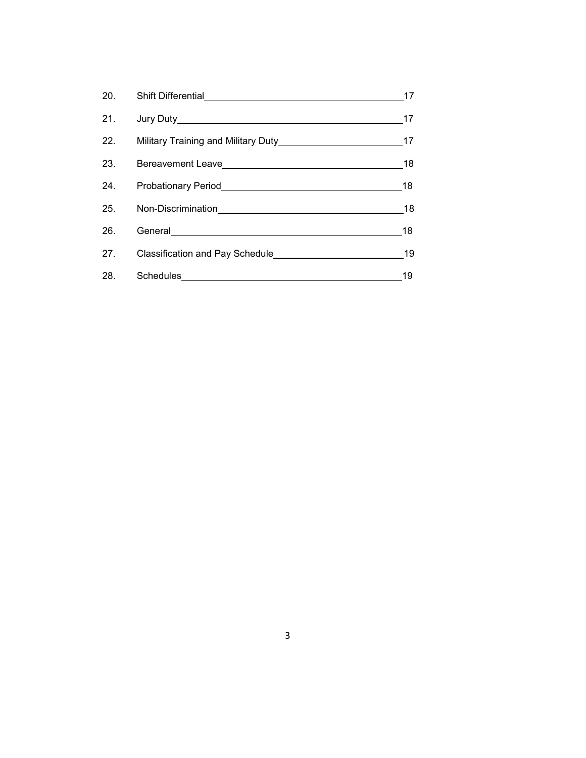| | | |
|---|---|---|
| 20. | Shift Differential | 17 |
| 21. | Jury Duty | 17 |
| 22. | Military Training and Military Duty | 17 |
| 23. | Bereavement Leave | 18 |
| 24. | Probationary Period | 18 |
| 25. | Non-Discrimination | 18 |
| 26. | General | 18 |
| 27. | Classification and Pay Schedule | 19 |
| 28. | Schedules | 19 |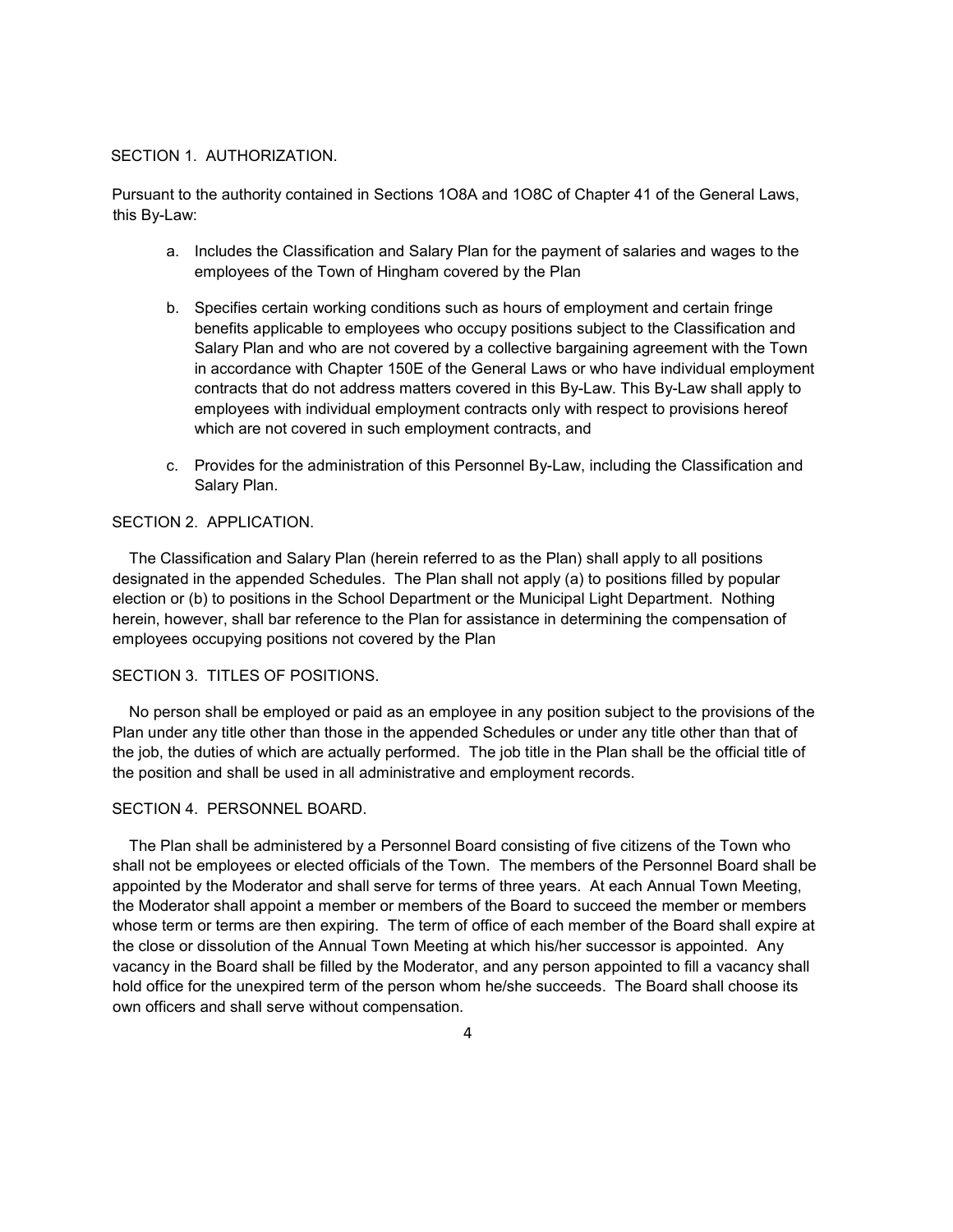## SECTION 1. AUTHORIZATION.

Pursuant to the authority contained in Sections 1O8A and 1O8C of Chapter 41 of the General Laws, this By-Law:

a. Includes the Classification and Salary Plan for the payment of salaries and wages to the employees of the Town of Hingham covered by the Plan

b. Specifies certain working conditions such as hours of employment and certain fringe benefits applicable to employees who occupy positions subject to the Classification and Salary Plan and who are not covered by a collective bargaining agreement with the Town in accordance with Chapter 150E of the General Laws or who have individual employment contracts that do not address matters covered in this By-Law. This By-Law shall apply to employees with individual employment contracts only with respect to provisions hereof which are not covered in such employment contracts, and

c. Provides for the administration of this Personnel By-Law, including the Classification and Salary Plan.

## SECTION 2. APPLICATION.

The Classification and Salary Plan (herein referred to as the Plan) shall apply to all positions designated in the appended Schedules. The Plan shall not apply (a) to positions filled by popular election or (b) to positions in the School Department or the Municipal Light Department. Nothing herein, however, shall bar reference to the Plan for assistance in determining the compensation of employees occupying positions not covered by the Plan

## SECTION 3. TITLES OF POSITIONS.

No person shall be employed or paid as an employee in any position subject to the provisions of the Plan under any title other than those in the appended Schedules or under any title other than that of the job, the duties of which are actually performed. The job title in the Plan shall be the official title of the position and shall be used in all administrative and employment records.

## SECTION 4. PERSONNEL BOARD.

The Plan shall be administered by a Personnel Board consisting of five citizens of the Town who shall not be employees or elected officials of the Town. The members of the Personnel Board shall be appointed by the Moderator and shall serve for terms of three years. At each Annual Town Meeting, the Moderator shall appoint a member or members of the Board to succeed the member or members whose term or terms are then expiring. The term of office of each member of the Board shall expire at the close or dissolution of the Annual Town Meeting at which his/her successor is appointed. Any vacancy in the Board shall be filled by the Moderator, and any person appointed to fill a vacancy shall hold office for the unexpired term of the person whom he/she succeeds. The Board shall choose its own officers and shall serve without compensation.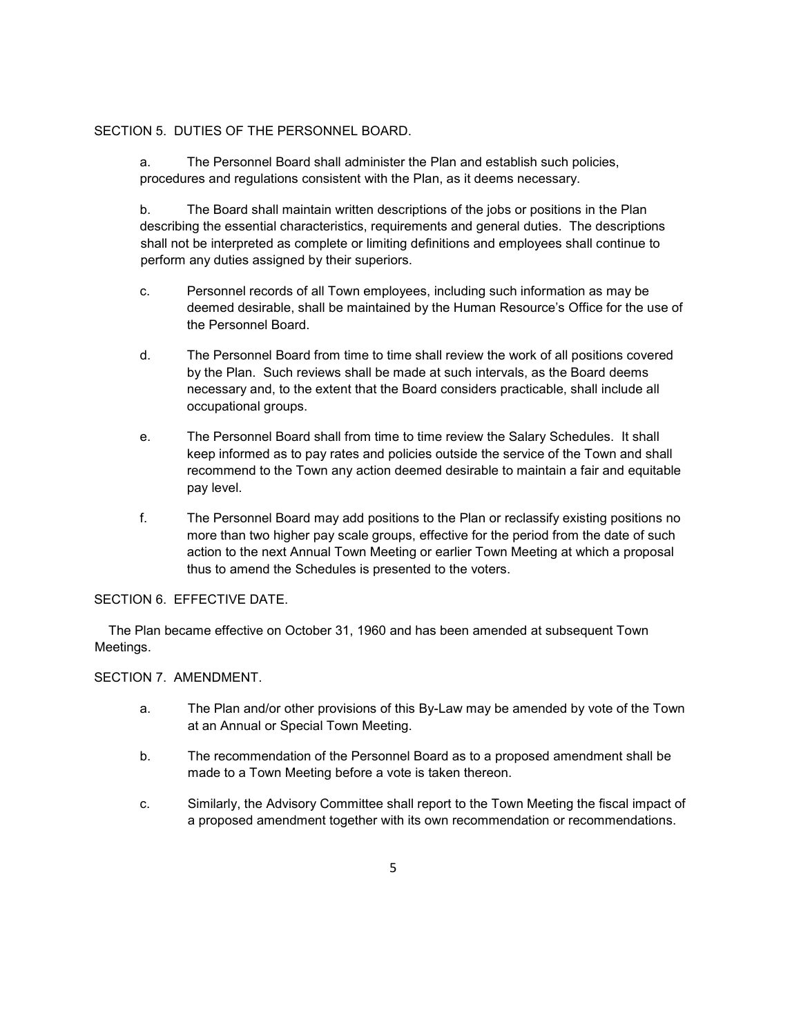SECTION 5. DUTIES OF THE PERSONNEL BOARD.

a. The Personnel Board shall administer the Plan and establish such policies, procedures and regulations consistent with the Plan, as it deems necessary.

b. The Board shall maintain written descriptions of the jobs or positions in the Plan describing the essential characteristics, requirements and general duties. The descriptions shall not be interpreted as complete or limiting definitions and employees shall continue to perform any duties assigned by their superiors.

c. Personnel records of all Town employees, including such information as may be deemed desirable, shall be maintained by the Human Resource's Office for the use of the Personnel Board.

d. The Personnel Board from time to time shall review the work of all positions covered by the Plan. Such reviews shall be made at such intervals, as the Board deems necessary and, to the extent that the Board considers practicable, shall include all occupational groups.

e. The Personnel Board shall from time to time review the Salary Schedules. It shall keep informed as to pay rates and policies outside the service of the Town and shall recommend to the Town any action deemed desirable to maintain a fair and equitable pay level.

f. The Personnel Board may add positions to the Plan or reclassify existing positions no more than two higher pay scale groups, effective for the period from the date of such action to the next Annual Town Meeting or earlier Town Meeting at which a proposal thus to amend the Schedules is presented to the voters.

SECTION 6. EFFECTIVE DATE.

The Plan became effective on October 31, 1960 and has been amended at subsequent Town Meetings.

SECTION 7. AMENDMENT.

a. The Plan and/or other provisions of this By-Law may be amended by vote of the Town at an Annual or Special Town Meeting.

b. The recommendation of the Personnel Board as to a proposed amendment shall be made to a Town Meeting before a vote is taken thereon.

c. Similarly, the Advisory Committee shall report to the Town Meeting the fiscal impact of a proposed amendment together with its own recommendation or recommendations.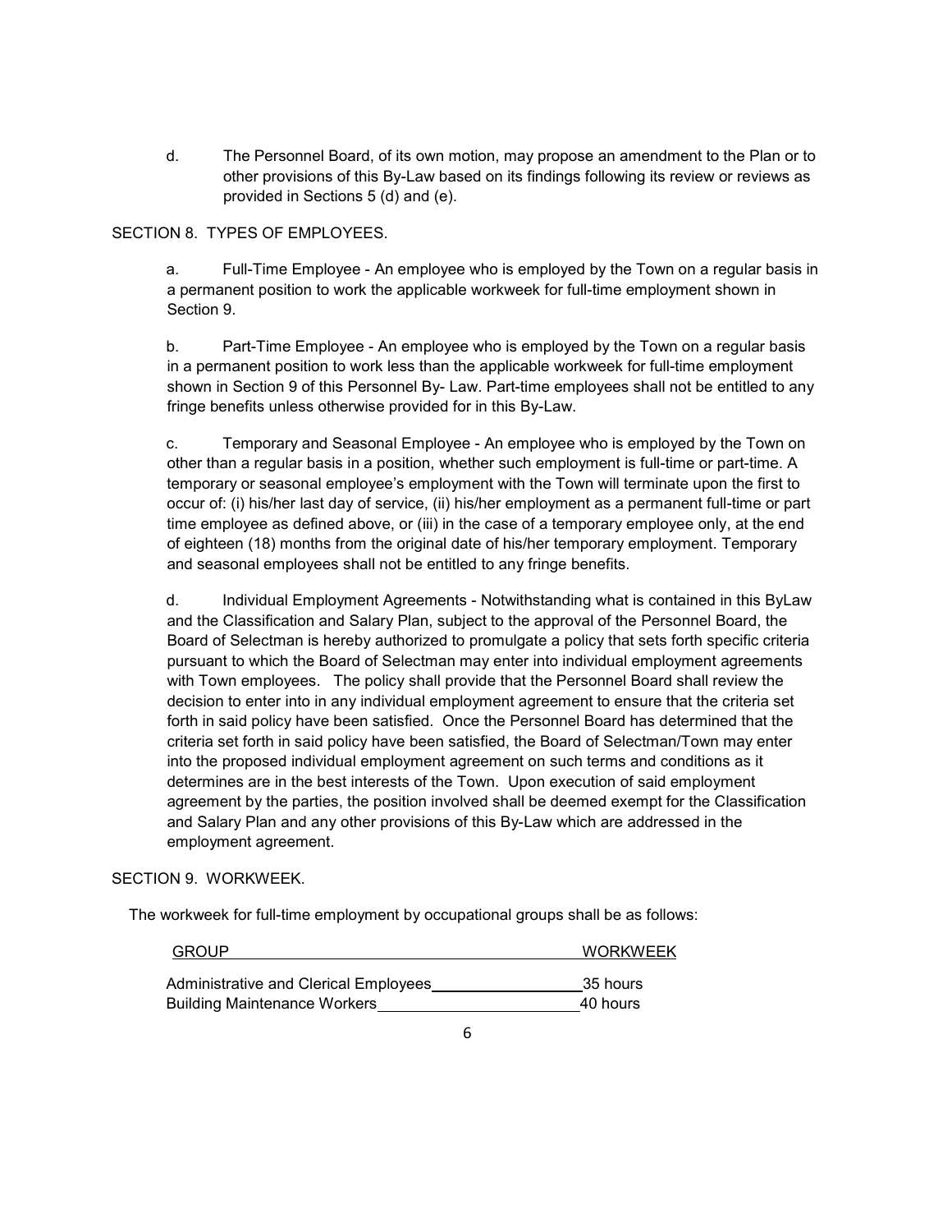d. The Personnel Board, of its own motion, may propose an amendment to the Plan or to other provisions of this By-Law based on its findings following its review or reviews as provided in Sections 5 (d) and (e).

SECTION 8. TYPES OF EMPLOYEES.

a. Full-Time Employee - An employee who is employed by the Town on a regular basis in a permanent position to work the applicable workweek for full-time employment shown in Section 9.

b. Part-Time Employee - An employee who is employed by the Town on a regular basis in a permanent position to work less than the applicable workweek for full-time employment shown in Section 9 of this Personnel By- Law. Part-time employees shall not be entitled to any fringe benefits unless otherwise provided for in this By-Law.

c. Temporary and Seasonal Employee - An employee who is employed by the Town on other than a regular basis in a position, whether such employment is full-time or part-time. A temporary or seasonal employee's employment with the Town will terminate upon the first to occur of: (i) his/her last day of service, (ii) his/her employment as a permanent full-time or part time employee as defined above, or (iii) in the case of a temporary employee only, at the end of eighteen (18) months from the original date of his/her temporary employment. Temporary and seasonal employees shall not be entitled to any fringe benefits.

d. Individual Employment Agreements - Notwithstanding what is contained in this ByLaw and the Classification and Salary Plan, subject to the approval of the Personnel Board, the Board of Selectman is hereby authorized to promulgate a policy that sets forth specific criteria pursuant to which the Board of Selectman may enter into individual employment agreements with Town employees. The policy shall provide that the Personnel Board shall review the decision to enter into in any individual employment agreement to ensure that the criteria set forth in said policy have been satisfied. Once the Personnel Board has determined that the criteria set forth in said policy have been satisfied, the Board of Selectman/Town may enter into the proposed individual employment agreement on such terms and conditions as it determines are in the best interests of the Town. Upon execution of said employment agreement by the parties, the position involved shall be deemed exempt for the Classification and Salary Plan and any other provisions of this By-Law which are addressed in the employment agreement.

SECTION 9. WORKWEEK.

The workweek for full-time employment by occupational groups shall be as follows:

| GROUP | WORKWEEK |
|---|---|
| Administrative and Clerical Employees | 35 hours |
| Building Maintenance Workers | 40 hours |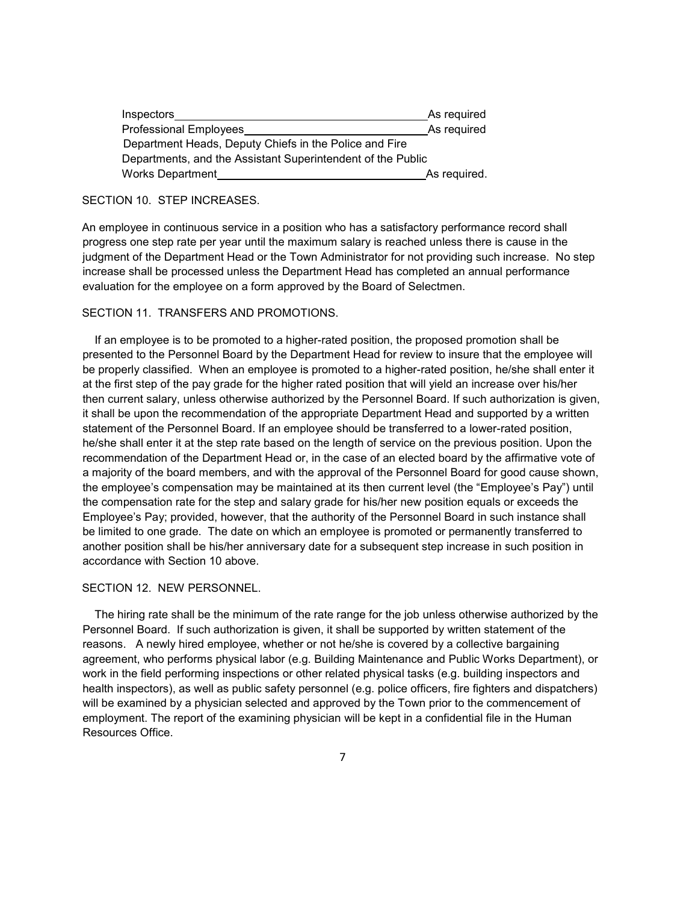| | |
|---|---|
| Inspectors | As required |
| Professional Employees | As required |
| Department Heads, Deputy Chiefs in the Police and Fire Departments, and the Assistant Superintendent of the Public Works Department | As required. |

SECTION 10. STEP INCREASES.

An employee in continuous service in a position who has a satisfactory performance record shall progress one step rate per year until the maximum salary is reached unless there is cause in the judgment of the Department Head or the Town Administrator for not providing such increase. No step increase shall be processed unless the Department Head has completed an annual performance evaluation for the employee on a form approved by the Board of Selectmen.

SECTION 11. TRANSFERS AND PROMOTIONS.

If an employee is to be promoted to a higher-rated position, the proposed promotion shall be presented to the Personnel Board by the Department Head for review to insure that the employee will be properly classified. When an employee is promoted to a higher-rated position, he/she shall enter it at the first step of the pay grade for the higher rated position that will yield an increase over his/her then current salary, unless otherwise authorized by the Personnel Board. If such authorization is given, it shall be upon the recommendation of the appropriate Department Head and supported by a written statement of the Personnel Board. If an employee should be transferred to a lower-rated position, he/she shall enter it at the step rate based on the length of service on the previous position. Upon the recommendation of the Department Head or, in the case of an elected board by the affirmative vote of a majority of the board members, and with the approval of the Personnel Board for good cause shown, the employee's compensation may be maintained at its then current level (the "Employee's Pay") until the compensation rate for the step and salary grade for his/her new position equals or exceeds the Employee's Pay; provided, however, that the authority of the Personnel Board in such instance shall be limited to one grade. The date on which an employee is promoted or permanently transferred to another position shall be his/her anniversary date for a subsequent step increase in such position in accordance with Section 10 above.

SECTION 12. NEW PERSONNEL.

The hiring rate shall be the minimum of the rate range for the job unless otherwise authorized by the Personnel Board. If such authorization is given, it shall be supported by written statement of the reasons. A newly hired employee, whether or not he/she is covered by a collective bargaining agreement, who performs physical labor (e.g. Building Maintenance and Public Works Department), or work in the field performing inspections or other related physical tasks (e.g. building inspectors and health inspectors), as well as public safety personnel (e.g. police officers, fire fighters and dispatchers) will be examined by a physician selected and approved by the Town prior to the commencement of employment. The report of the examining physician will be kept in a confidential file in the Human Resources Office.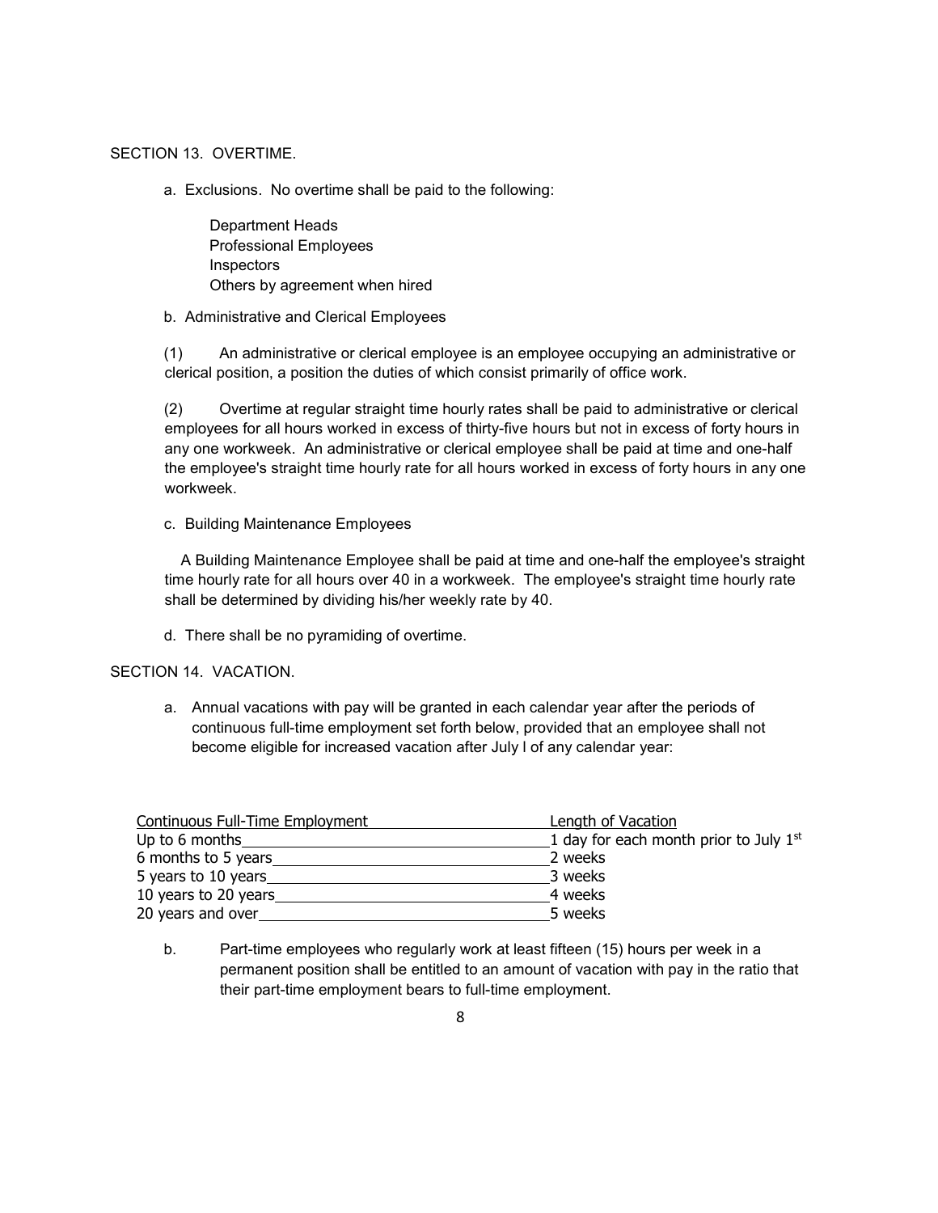SECTION 13. OVERTIME.

a. Exclusions. No overtime shall be paid to the following:

Department Heads
Professional Employees
Inspectors
Others by agreement when hired

b. Administrative and Clerical Employees

(1) An administrative or clerical employee is an employee occupying an administrative or clerical position, a position the duties of which consist primarily of office work.

(2) Overtime at regular straight time hourly rates shall be paid to administrative or clerical employees for all hours worked in excess of thirty-five hours but not in excess of forty hours in any one workweek. An administrative or clerical employee shall be paid at time and one-half the employee's straight time hourly rate for all hours worked in excess of forty hours in any one workweek.

c. Building Maintenance Employees

A Building Maintenance Employee shall be paid at time and one-half the employee's straight time hourly rate for all hours over 40 in a workweek. The employee's straight time hourly rate shall be determined by dividing his/her weekly rate by 40.

d. There shall be no pyramiding of overtime.

SECTION 14. VACATION.

a. Annual vacations with pay will be granted in each calendar year after the periods of continuous full-time employment set forth below, provided that an employee shall not become eligible for increased vacation after July l of any calendar year:

| Continuous Full-Time Employment | Length of Vacation |
|---|---|
| Up to 6 months | 1 day for each month prior to July 1st |
| 6 months to 5 years | 2 weeks |
| 5 years to 10 years | 3 weeks |
| 10 years to 20 years | 4 weeks |
| 20 years and over | 5 weeks |

b. Part-time employees who regularly work at least fifteen (15) hours per week in a permanent position shall be entitled to an amount of vacation with pay in the ratio that their part-time employment bears to full-time employment.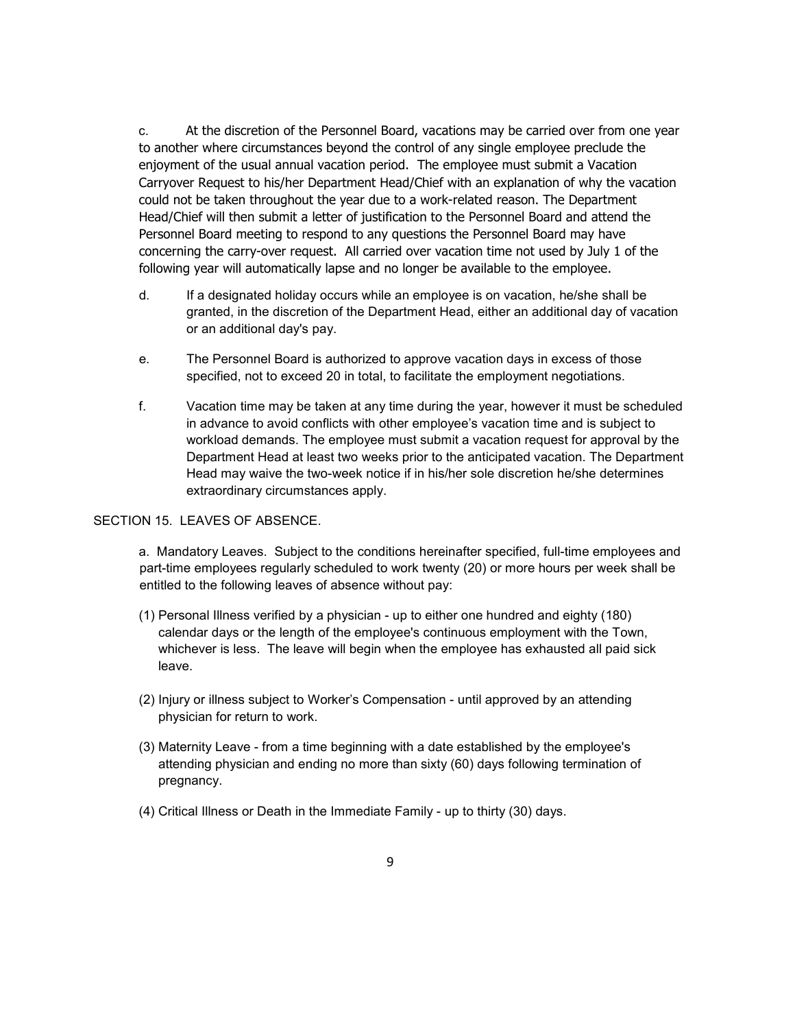c. At the discretion of the Personnel Board, vacations may be carried over from one year to another where circumstances beyond the control of any single employee preclude the enjoyment of the usual annual vacation period. The employee must submit a Vacation Carryover Request to his/her Department Head/Chief with an explanation of why the vacation could not be taken throughout the year due to a work-related reason. The Department Head/Chief will then submit a letter of justification to the Personnel Board and attend the Personnel Board meeting to respond to any questions the Personnel Board may have concerning the carry-over request. All carried over vacation time not used by July 1 of the following year will automatically lapse and no longer be available to the employee.

d. If a designated holiday occurs while an employee is on vacation, he/she shall be granted, in the discretion of the Department Head, either an additional day of vacation or an additional day's pay.

e. The Personnel Board is authorized to approve vacation days in excess of those specified, not to exceed 20 in total, to facilitate the employment negotiations.

f. Vacation time may be taken at any time during the year, however it must be scheduled in advance to avoid conflicts with other employee's vacation time and is subject to workload demands. The employee must submit a vacation request for approval by the Department Head at least two weeks prior to the anticipated vacation. The Department Head may waive the two-week notice if in his/her sole discretion he/she determines extraordinary circumstances apply.

## SECTION 15. LEAVES OF ABSENCE.

a. Mandatory Leaves. Subject to the conditions hereinafter specified, full-time employees and part-time employees regularly scheduled to work twenty (20) or more hours per week shall be entitled to the following leaves of absence without pay:

(1) Personal Illness verified by a physician - up to either one hundred and eighty (180) calendar days or the length of the employee's continuous employment with the Town, whichever is less. The leave will begin when the employee has exhausted all paid sick leave.

(2) Injury or illness subject to Worker's Compensation - until approved by an attending physician for return to work.

(3) Maternity Leave - from a time beginning with a date established by the employee's attending physician and ending no more than sixty (60) days following termination of pregnancy.

(4) Critical Illness or Death in the Immediate Family - up to thirty (30) days.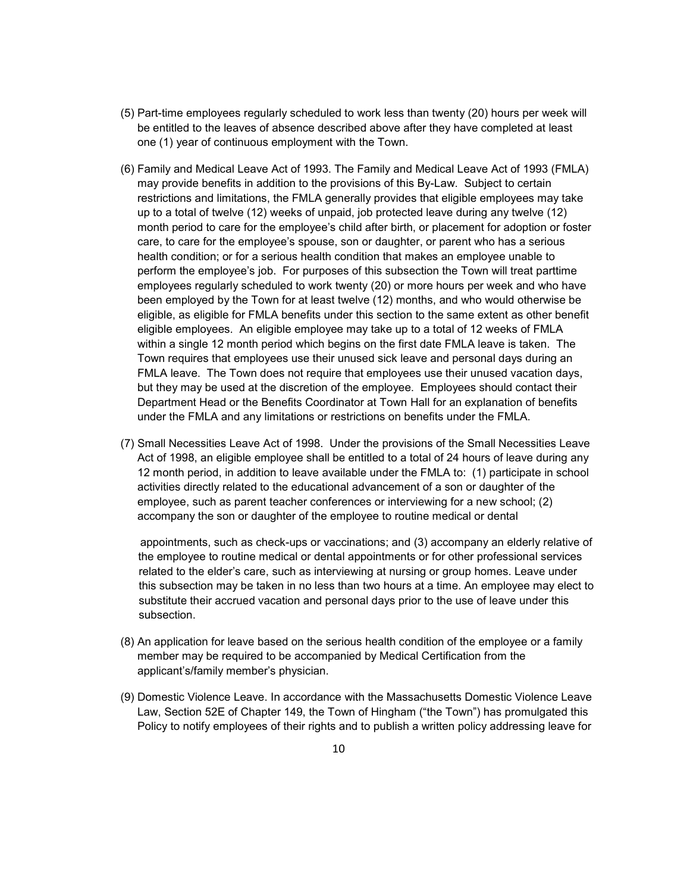(5) Part-time employees regularly scheduled to work less than twenty (20) hours per week will be entitled to the leaves of absence described above after they have completed at least one (1) year of continuous employment with the Town.

(6) Family and Medical Leave Act of 1993. The Family and Medical Leave Act of 1993 (FMLA) may provide benefits in addition to the provisions of this By-Law. Subject to certain restrictions and limitations, the FMLA generally provides that eligible employees may take up to a total of twelve (12) weeks of unpaid, job protected leave during any twelve (12) month period to care for the employee's child after birth, or placement for adoption or foster care, to care for the employee's spouse, son or daughter, or parent who has a serious health condition; or for a serious health condition that makes an employee unable to perform the employee's job. For purposes of this subsection the Town will treat parttime employees regularly scheduled to work twenty (20) or more hours per week and who have been employed by the Town for at least twelve (12) months, and who would otherwise be eligible, as eligible for FMLA benefits under this section to the same extent as other benefit eligible employees. An eligible employee may take up to a total of 12 weeks of FMLA within a single 12 month period which begins on the first date FMLA leave is taken. The Town requires that employees use their unused sick leave and personal days during an FMLA leave. The Town does not require that employees use their unused vacation days, but they may be used at the discretion of the employee. Employees should contact their Department Head or the Benefits Coordinator at Town Hall for an explanation of benefits under the FMLA and any limitations or restrictions on benefits under the FMLA.

(7) Small Necessities Leave Act of 1998. Under the provisions of the Small Necessities Leave Act of 1998, an eligible employee shall be entitled to a total of 24 hours of leave during any 12 month period, in addition to leave available under the FMLA to: (1) participate in school activities directly related to the educational advancement of a son or daughter of the employee, such as parent teacher conferences or interviewing for a new school; (2) accompany the son or daughter of the employee to routine medical or dental appointments, such as check-ups or vaccinations; and (3) accompany an elderly relative of the employee to routine medical or dental appointments or for other professional services related to the elder's care, such as interviewing at nursing or group homes. Leave under this subsection may be taken in no less than two hours at a time. An employee may elect to substitute their accrued vacation and personal days prior to the use of leave under this subsection.

(8) An application for leave based on the serious health condition of the employee or a family member may be required to be accompanied by Medical Certification from the applicant's/family member's physician.

(9) Domestic Violence Leave. In accordance with the Massachusetts Domestic Violence Leave Law, Section 52E of Chapter 149, the Town of Hingham ("the Town") has promulgated this Policy to notify employees of their rights and to publish a written policy addressing leave for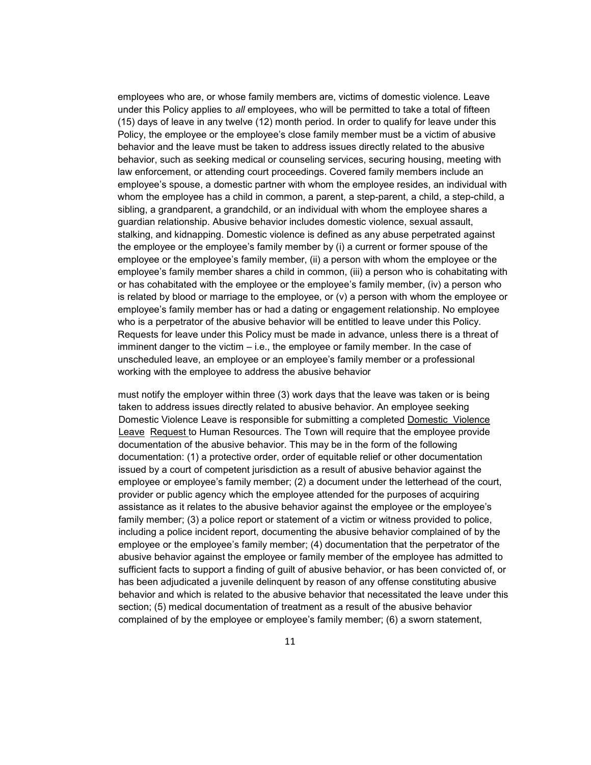employees who are, or whose family members are, victims of domestic violence. Leave under this Policy applies to *all* employees, who will be permitted to take a total of fifteen (15) days of leave in any twelve (12) month period. In order to qualify for leave under this Policy, the employee or the employee's close family member must be a victim of abusive behavior and the leave must be taken to address issues directly related to the abusive behavior, such as seeking medical or counseling services, securing housing, meeting with law enforcement, or attending court proceedings. Covered family members include an employee's spouse, a domestic partner with whom the employee resides, an individual with whom the employee has a child in common, a parent, a step-parent, a child, a step-child, a sibling, a grandparent, a grandchild, or an individual with whom the employee shares a guardian relationship. Abusive behavior includes domestic violence, sexual assault, stalking, and kidnapping. Domestic violence is defined as any abuse perpetrated against the employee or the employee's family member by (i) a current or former spouse of the employee or the employee's family member, (ii) a person with whom the employee or the employee's family member shares a child in common, (iii) a person who is cohabitating with or has cohabitated with the employee or the employee's family member, (iv) a person who is related by blood or marriage to the employee, or (v) a person with whom the employee or employee's family member has or had a dating or engagement relationship. No employee who is a perpetrator of the abusive behavior will be entitled to leave under this Policy. Requests for leave under this Policy must be made in advance, unless there is a threat of imminent danger to the victim – i.e., the employee or family member. In the case of unscheduled leave, an employee or an employee's family member or a professional working with the employee to address the abusive behavior

must notify the employer within three (3) work days that the leave was taken or is being taken to address issues directly related to abusive behavior. An employee seeking Domestic Violence Leave is responsible for submitting a completed Domestic Violence Leave Request to Human Resources. The Town will require that the employee provide documentation of the abusive behavior. This may be in the form of the following documentation: (1) a protective order, order of equitable relief or other documentation issued by a court of competent jurisdiction as a result of abusive behavior against the employee or employee's family member; (2) a document under the letterhead of the court, provider or public agency which the employee attended for the purposes of acquiring assistance as it relates to the abusive behavior against the employee or the employee's family member; (3) a police report or statement of a victim or witness provided to police, including a police incident report, documenting the abusive behavior complained of by the employee or the employee's family member; (4) documentation that the perpetrator of the abusive behavior against the employee or family member of the employee has admitted to sufficient facts to support a finding of guilt of abusive behavior, or has been convicted of, or has been adjudicated a juvenile delinquent by reason of any offense constituting abusive behavior and which is related to the abusive behavior that necessitated the leave under this section; (5) medical documentation of treatment as a result of the abusive behavior complained of by the employee or employee's family member; (6) a sworn statement,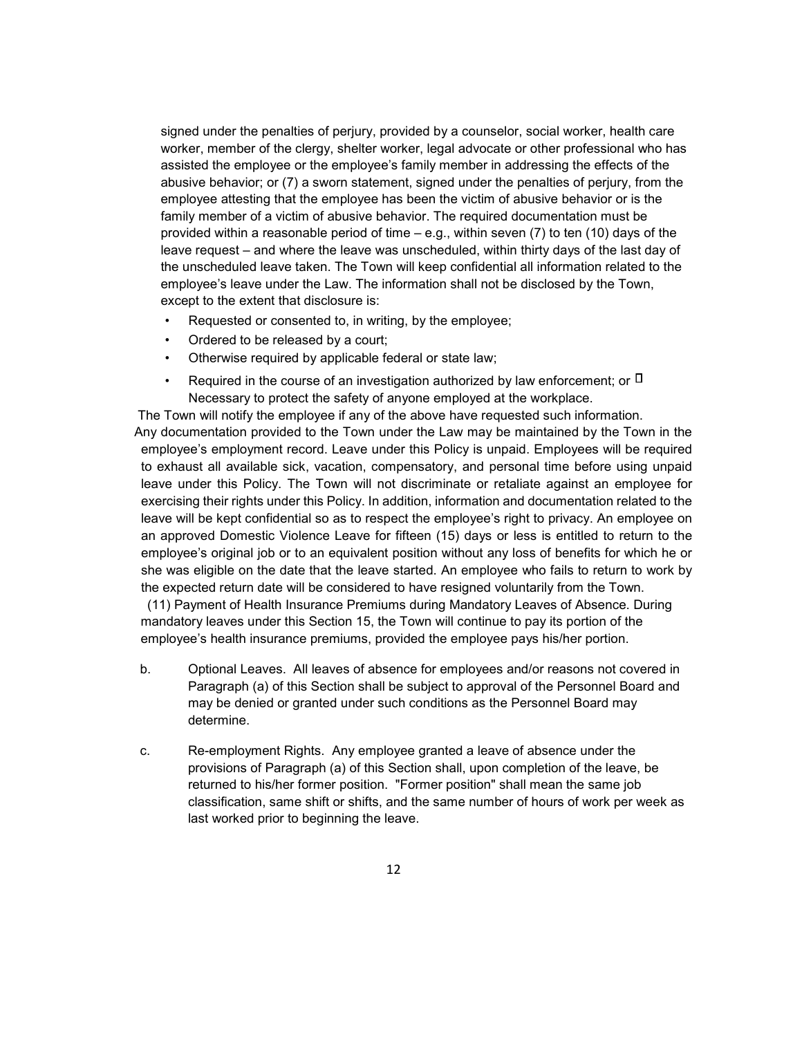signed under the penalties of perjury, provided by a counselor, social worker, health care worker, member of the clergy, shelter worker, legal advocate or other professional who has assisted the employee or the employee's family member in addressing the effects of the abusive behavior; or (7) a sworn statement, signed under the penalties of perjury, from the employee attesting that the employee has been the victim of abusive behavior or is the family member of a victim of abusive behavior. The required documentation must be provided within a reasonable period of time – e.g., within seven (7) to ten (10) days of the leave request – and where the leave was unscheduled, within thirty days of the last day of the unscheduled leave taken. The Town will keep confidential all information related to the employee's leave under the Law. The information shall not be disclosed by the Town, except to the extent that disclosure is:

- Requested or consented to, in writing, by the employee;
- Ordered to be released by a court;
- Otherwise required by applicable federal or state law;
- Required in the course of an investigation authorized by law enforcement; or
- Necessary to protect the safety of anyone employed at the workplace.

The Town will notify the employee if any of the above have requested such information.

Any documentation provided to the Town under the Law may be maintained by the Town in the employee's employment record. Leave under this Policy is unpaid. Employees will be required to exhaust all available sick, vacation, compensatory, and personal time before using unpaid leave under this Policy. The Town will not discriminate or retaliate against an employee for exercising their rights under this Policy. In addition, information and documentation related to the leave will be kept confidential so as to respect the employee's right to privacy. An employee on an approved Domestic Violence Leave for fifteen (15) days or less is entitled to return to the employee's original job or to an equivalent position without any loss of benefits for which he or she was eligible on the date that the leave started. An employee who fails to return to work by the expected return date will be considered to have resigned voluntarily from the Town.

(11) Payment of Health Insurance Premiums during Mandatory Leaves of Absence. During mandatory leaves under this Section 15, the Town will continue to pay its portion of the employee's health insurance premiums, provided the employee pays his/her portion.

b. Optional Leaves. All leaves of absence for employees and/or reasons not covered in Paragraph (a) of this Section shall be subject to approval of the Personnel Board and may be denied or granted under such conditions as the Personnel Board may determine.

c. Re-employment Rights. Any employee granted a leave of absence under the provisions of Paragraph (a) of this Section shall, upon completion of the leave, be returned to his/her former position. "Former position" shall mean the same job classification, same shift or shifts, and the same number of hours of work per week as last worked prior to beginning the leave.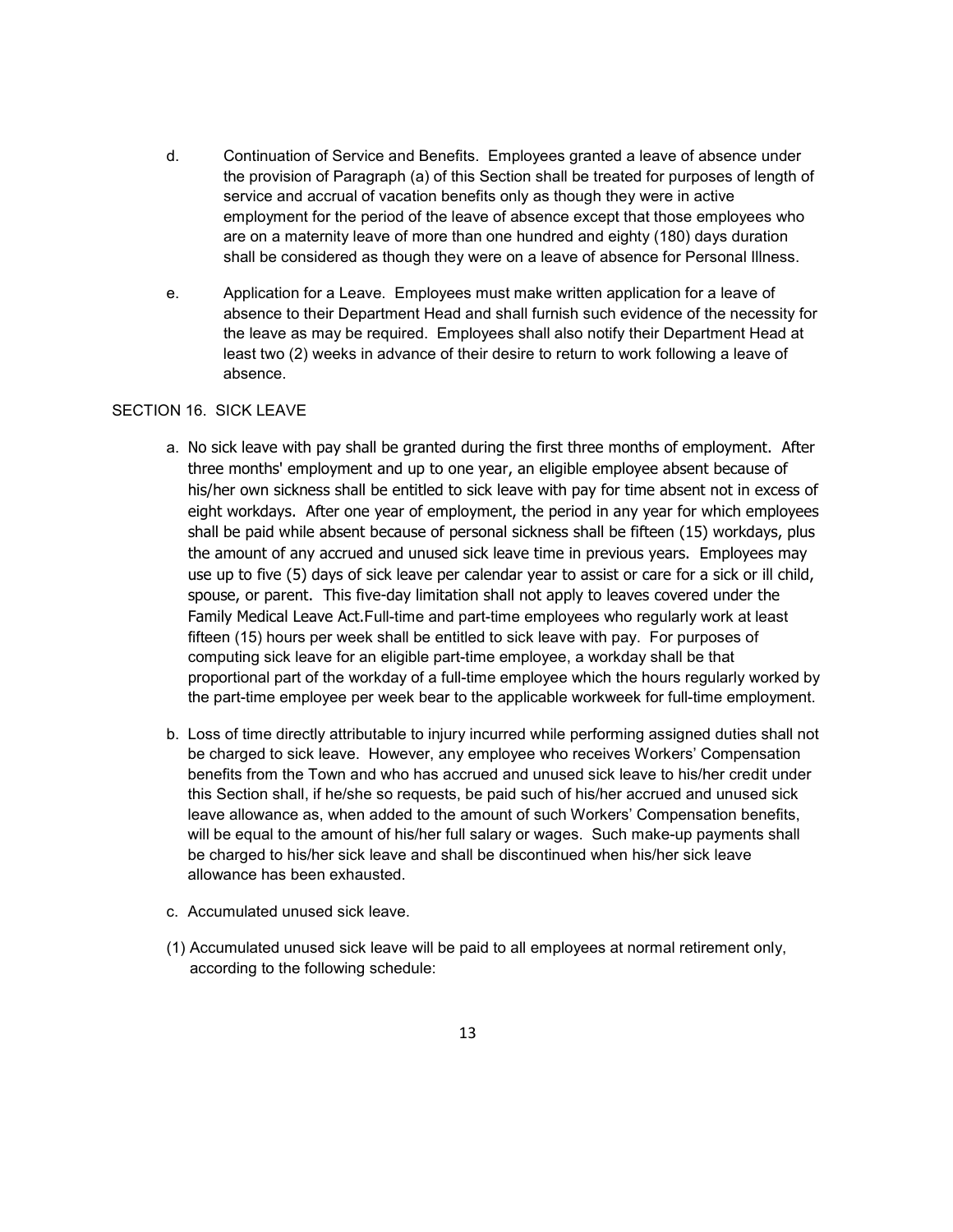d. Continuation of Service and Benefits. Employees granted a leave of absence under the provision of Paragraph (a) of this Section shall be treated for purposes of length of service and accrual of vacation benefits only as though they were in active employment for the period of the leave of absence except that those employees who are on a maternity leave of more than one hundred and eighty (180) days duration shall be considered as though they were on a leave of absence for Personal Illness.

e. Application for a Leave. Employees must make written application for a leave of absence to their Department Head and shall furnish such evidence of the necessity for the leave as may be required. Employees shall also notify their Department Head at least two (2) weeks in advance of their desire to return to work following a leave of absence.

SECTION 16. SICK LEAVE

a. No sick leave with pay shall be granted during the first three months of employment. After three months' employment and up to one year, an eligible employee absent because of his/her own sickness shall be entitled to sick leave with pay for time absent not in excess of eight workdays. After one year of employment, the period in any year for which employees shall be paid while absent because of personal sickness shall be fifteen (15) workdays, plus the amount of any accrued and unused sick leave time in previous years. Employees may use up to five (5) days of sick leave per calendar year to assist or care for a sick or ill child, spouse, or parent. This five-day limitation shall not apply to leaves covered under the Family Medical Leave Act.Full-time and part-time employees who regularly work at least fifteen (15) hours per week shall be entitled to sick leave with pay. For purposes of computing sick leave for an eligible part-time employee, a workday shall be that proportional part of the workday of a full-time employee which the hours regularly worked by the part-time employee per week bear to the applicable workweek for full-time employment.

b. Loss of time directly attributable to injury incurred while performing assigned duties shall not be charged to sick leave. However, any employee who receives Workers' Compensation benefits from the Town and who has accrued and unused sick leave to his/her credit under this Section shall, if he/she so requests, be paid such of his/her accrued and unused sick leave allowance as, when added to the amount of such Workers' Compensation benefits, will be equal to the amount of his/her full salary or wages. Such make-up payments shall be charged to his/her sick leave and shall be discontinued when his/her sick leave allowance has been exhausted.

c. Accumulated unused sick leave.

(1) Accumulated unused sick leave will be paid to all employees at normal retirement only, according to the following schedule: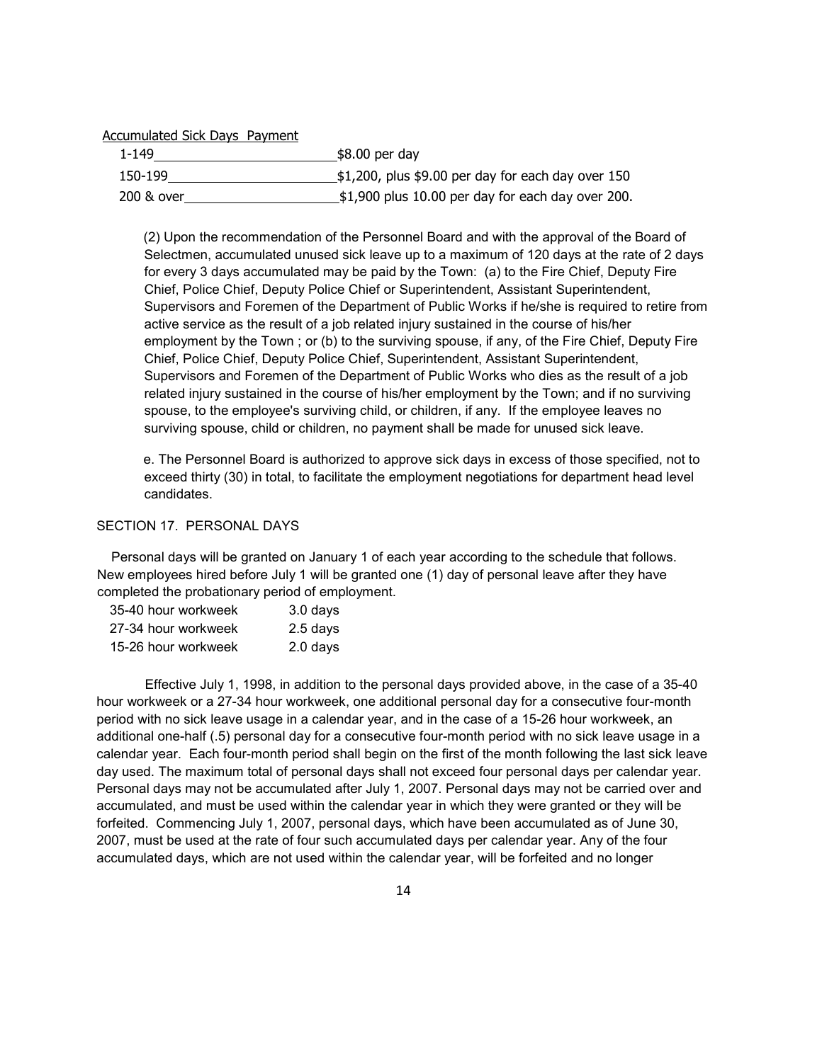Accumulated Sick Days Payment

| Accumulated Sick Days | Payment |
|---|---|
| 1-149 | $8.00 per day |
| 150-199 | $1,200, plus $9.00 per day for each day over 150 |
| 200 & over | $1,900 plus 10.00 per day for each day over 200. |

(2) Upon the recommendation of the Personnel Board and with the approval of the Board of Selectmen, accumulated unused sick leave up to a maximum of 120 days at the rate of 2 days for every 3 days accumulated may be paid by the Town: (a) to the Fire Chief, Deputy Fire Chief, Police Chief, Deputy Police Chief or Superintendent, Assistant Superintendent, Supervisors and Foremen of the Department of Public Works if he/she is required to retire from active service as the result of a job related injury sustained in the course of his/her employment by the Town ; or (b) to the surviving spouse, if any, of the Fire Chief, Deputy Fire Chief, Police Chief, Deputy Police Chief, Superintendent, Assistant Superintendent, Supervisors and Foremen of the Department of Public Works who dies as the result of a job related injury sustained in the course of his/her employment by the Town; and if no surviving spouse, to the employee's surviving child, or children, if any. If the employee leaves no surviving spouse, child or children, no payment shall be made for unused sick leave.

e. The Personnel Board is authorized to approve sick days in excess of those specified, not to exceed thirty (30) in total, to facilitate the employment negotiations for department head level candidates.

## SECTION 17. PERSONAL DAYS

Personal days will be granted on January 1 of each year according to the schedule that follows. New employees hired before July 1 will be granted one (1) day of personal leave after they have completed the probationary period of employment.

| Workweek | Days |
|---|---|
| 35-40 hour workweek | 3.0 days |
| 27-34 hour workweek | 2.5 days |
| 15-26 hour workweek | 2.0 days |

Effective July 1, 1998, in addition to the personal days provided above, in the case of a 35-40 hour workweek or a 27-34 hour workweek, one additional personal day for a consecutive four-month period with no sick leave usage in a calendar year, and in the case of a 15-26 hour workweek, an additional one-half (.5) personal day for a consecutive four-month period with no sick leave usage in a calendar year. Each four-month period shall begin on the first of the month following the last sick leave day used. The maximum total of personal days shall not exceed four personal days per calendar year. Personal days may not be accumulated after July 1, 2007. Personal days may not be carried over and accumulated, and must be used within the calendar year in which they were granted or they will be forfeited. Commencing July 1, 2007, personal days, which have been accumulated as of June 30, 2007, must be used at the rate of four such accumulated days per calendar year. Any of the four accumulated days, which are not used within the calendar year, will be forfeited and no longer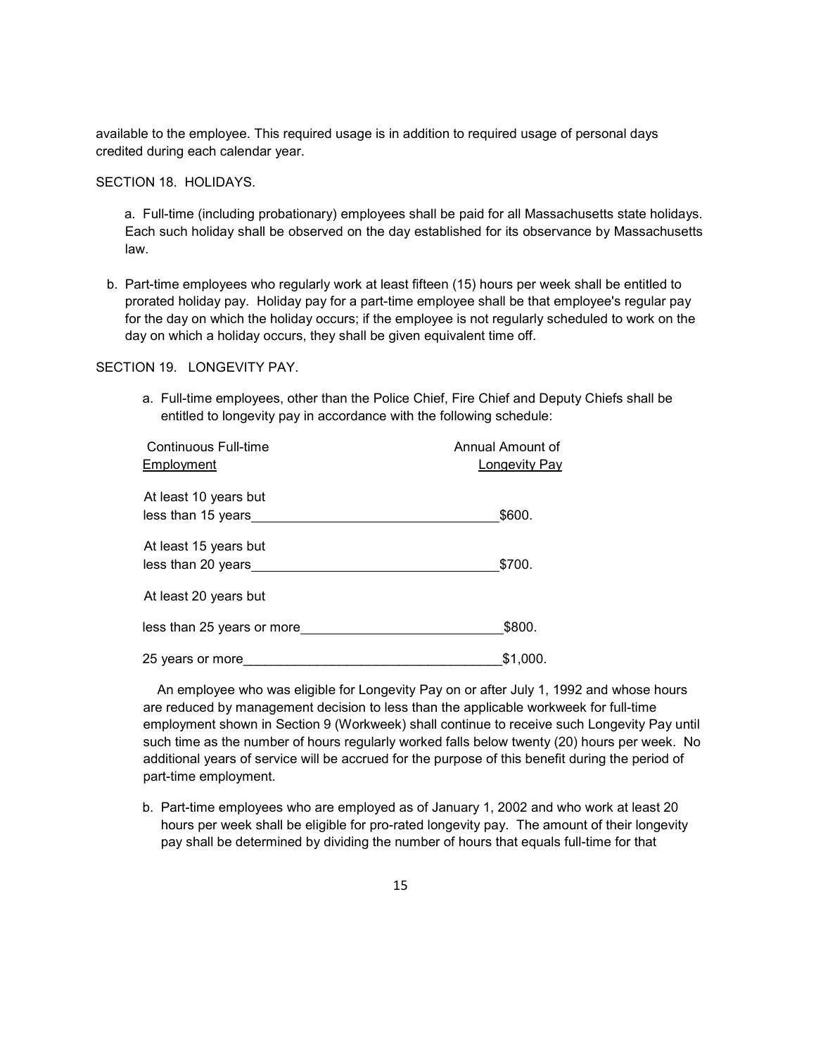available to the employee. This required usage is in addition to required usage of personal days credited during each calendar year.

## SECTION 18. HOLIDAYS.

a. Full-time (including probationary) employees shall be paid for all Massachusetts state holidays. Each such holiday shall be observed on the day established for its observance by Massachusetts law.

b. Part-time employees who regularly work at least fifteen (15) hours per week shall be entitled to prorated holiday pay. Holiday pay for a part-time employee shall be that employee's regular pay for the day on which the holiday occurs; if the employee is not regularly scheduled to work on the day on which a holiday occurs, they shall be given equivalent time off.

## SECTION 19. LONGEVITY PAY.

a. Full-time employees, other than the Police Chief, Fire Chief and Deputy Chiefs shall be entitled to longevity pay in accordance with the following schedule:

| Continuous Full-time Employment | Annual Amount of Longevity Pay |
|---|---|
| At least 10 years but less than 15 years | $600. |
| At least 15 years but less than 20 years | $700. |
| At least 20 years but less than 25 years or more | $800. |
| 25 years or more | $1,000. |

An employee who was eligible for Longevity Pay on or after July 1, 1992 and whose hours are reduced by management decision to less than the applicable workweek for full-time employment shown in Section 9 (Workweek) shall continue to receive such Longevity Pay until such time as the number of hours regularly worked falls below twenty (20) hours per week. No additional years of service will be accrued for the purpose of this benefit during the period of part-time employment.

b. Part-time employees who are employed as of January 1, 2002 and who work at least 20 hours per week shall be eligible for pro-rated longevity pay. The amount of their longevity pay shall be determined by dividing the number of hours that equals full-time for that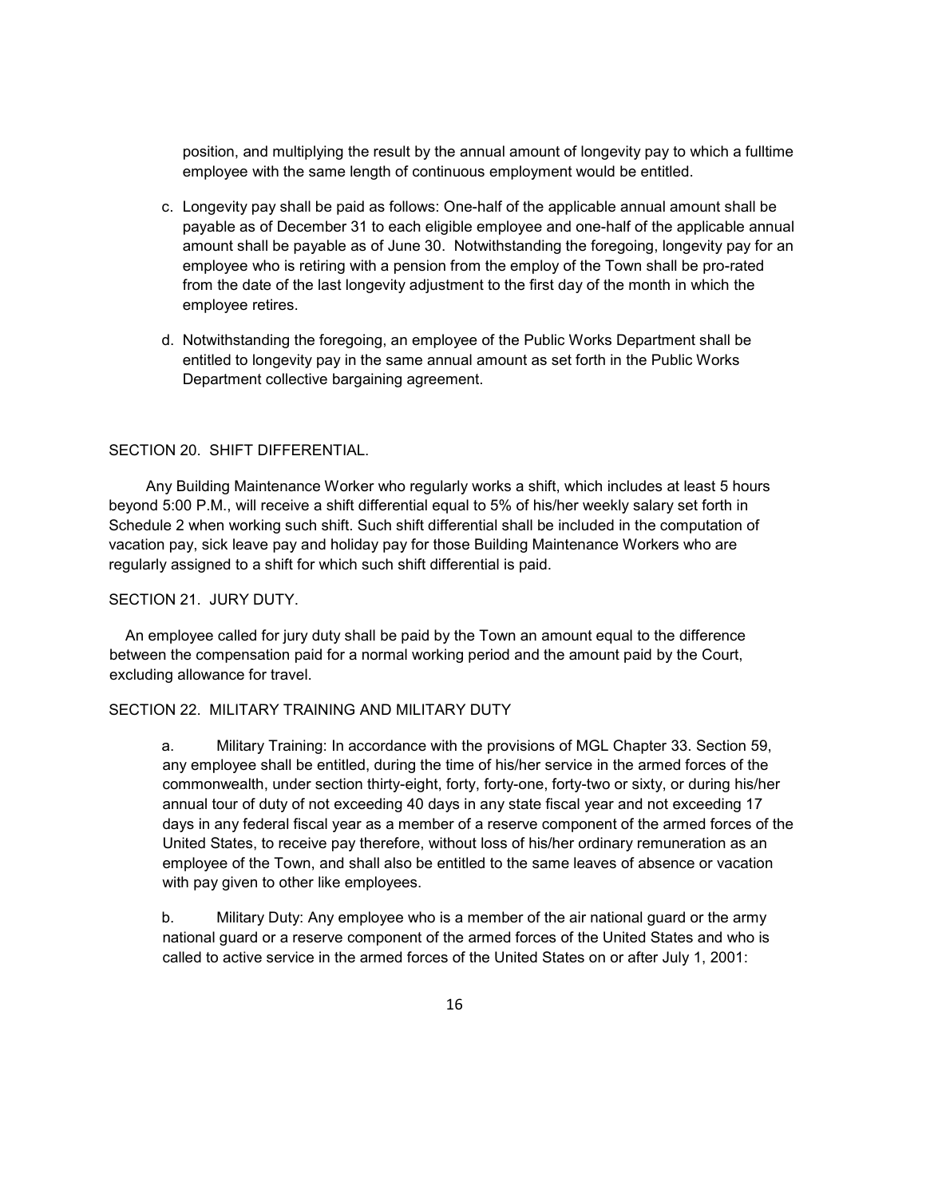position, and multiplying the result by the annual amount of longevity pay to which a fulltime employee with the same length of continuous employment would be entitled.

c. Longevity pay shall be paid as follows: One-half of the applicable annual amount shall be payable as of December 31 to each eligible employee and one-half of the applicable annual amount shall be payable as of June 30. Notwithstanding the foregoing, longevity pay for an employee who is retiring with a pension from the employ of the Town shall be pro-rated from the date of the last longevity adjustment to the first day of the month in which the employee retires.

d. Notwithstanding the foregoing, an employee of the Public Works Department shall be entitled to longevity pay in the same annual amount as set forth in the Public Works Department collective bargaining agreement.

## SECTION 20. SHIFT DIFFERENTIAL.

Any Building Maintenance Worker who regularly works a shift, which includes at least 5 hours beyond 5:00 P.M., will receive a shift differential equal to 5% of his/her weekly salary set forth in Schedule 2 when working such shift. Such shift differential shall be included in the computation of vacation pay, sick leave pay and holiday pay for those Building Maintenance Workers who are regularly assigned to a shift for which such shift differential is paid.

## SECTION 21. JURY DUTY.

An employee called for jury duty shall be paid by the Town an amount equal to the difference between the compensation paid for a normal working period and the amount paid by the Court, excluding allowance for travel.

## SECTION 22. MILITARY TRAINING AND MILITARY DUTY

a. Military Training: In accordance with the provisions of MGL Chapter 33. Section 59, any employee shall be entitled, during the time of his/her service in the armed forces of the commonwealth, under section thirty-eight, forty, forty-one, forty-two or sixty, or during his/her annual tour of duty of not exceeding 40 days in any state fiscal year and not exceeding 17 days in any federal fiscal year as a member of a reserve component of the armed forces of the United States, to receive pay therefore, without loss of his/her ordinary remuneration as an employee of the Town, and shall also be entitled to the same leaves of absence or vacation with pay given to other like employees.

b. Military Duty: Any employee who is a member of the air national guard or the army national guard or a reserve component of the armed forces of the United States and who is called to active service in the armed forces of the United States on or after July 1, 2001: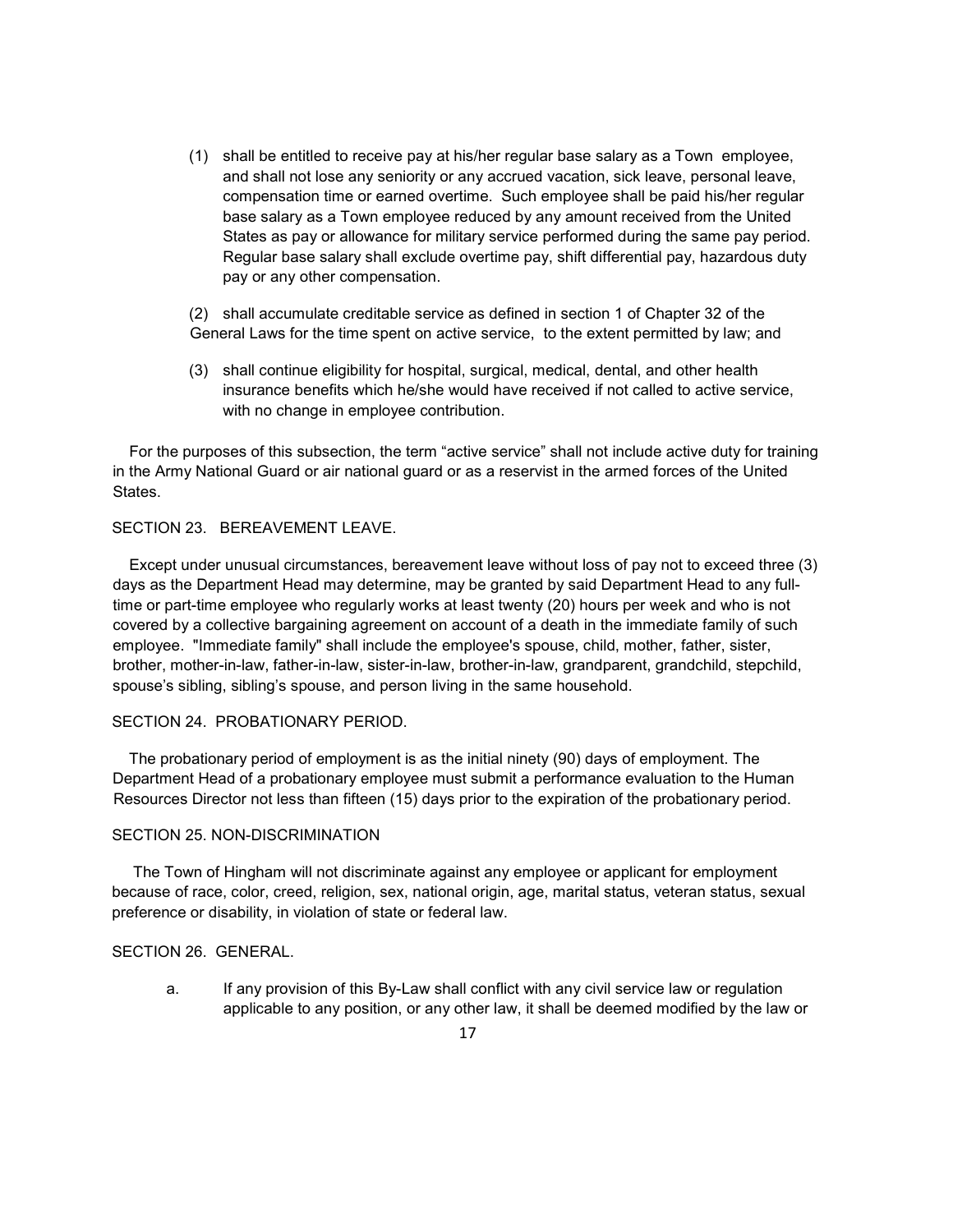(1) shall be entitled to receive pay at his/her regular base salary as a Town employee, and shall not lose any seniority or any accrued vacation, sick leave, personal leave, compensation time or earned overtime. Such employee shall be paid his/her regular base salary as a Town employee reduced by any amount received from the United States as pay or allowance for military service performed during the same pay period. Regular base salary shall exclude overtime pay, shift differential pay, hazardous duty pay or any other compensation.

(2) shall accumulate creditable service as defined in section 1 of Chapter 32 of the General Laws for the time spent on active service, to the extent permitted by law; and

(3) shall continue eligibility for hospital, surgical, medical, dental, and other health insurance benefits which he/she would have received if not called to active service, with no change in employee contribution.

For the purposes of this subsection, the term "active service" shall not include active duty for training in the Army National Guard or air national guard or as a reservist in the armed forces of the United States.

SECTION 23. BEREAVEMENT LEAVE.

Except under unusual circumstances, bereavement leave without loss of pay not to exceed three (3) days as the Department Head may determine, may be granted by said Department Head to any full-time or part-time employee who regularly works at least twenty (20) hours per week and who is not covered by a collective bargaining agreement on account of a death in the immediate family of such employee. "Immediate family" shall include the employee's spouse, child, mother, father, sister, brother, mother-in-law, father-in-law, sister-in-law, brother-in-law, grandparent, grandchild, stepchild, spouse's sibling, sibling's spouse, and person living in the same household.

SECTION 24. PROBATIONARY PERIOD.

The probationary period of employment is as the initial ninety (90) days of employment. The Department Head of a probationary employee must submit a performance evaluation to the Human Resources Director not less than fifteen (15) days prior to the expiration of the probationary period.

SECTION 25. NON-DISCRIMINATION

The Town of Hingham will not discriminate against any employee or applicant for employment because of race, color, creed, religion, sex, national origin, age, marital status, veteran status, sexual preference or disability, in violation of state or federal law.

SECTION 26. GENERAL.

a. If any provision of this By-Law shall conflict with any civil service law or regulation applicable to any position, or any other law, it shall be deemed modified by the law or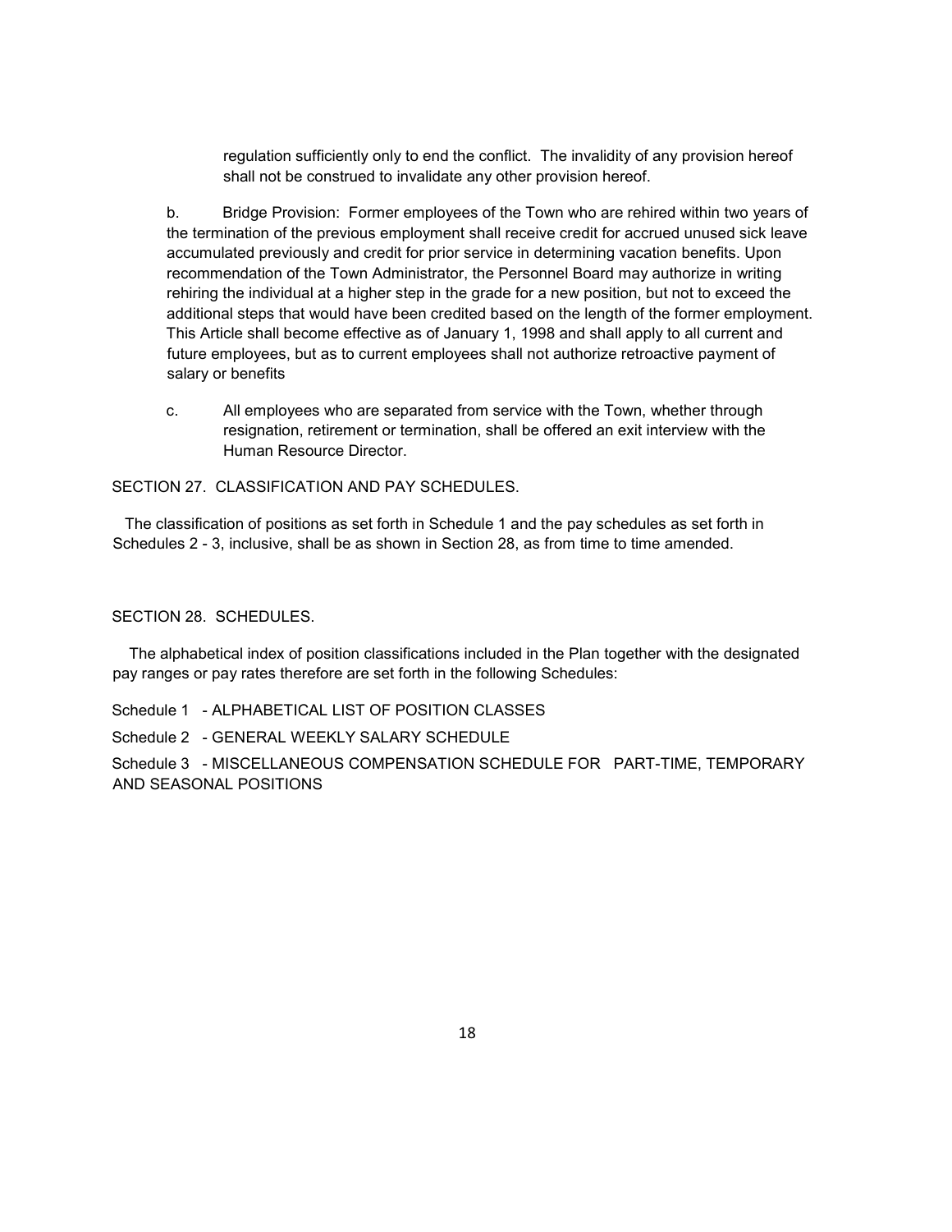regulation sufficiently only to end the conflict. The invalidity of any provision hereof shall not be construed to invalidate any other provision hereof.

b. Bridge Provision: Former employees of the Town who are rehired within two years of the termination of the previous employment shall receive credit for accrued unused sick leave accumulated previously and credit for prior service in determining vacation benefits. Upon recommendation of the Town Administrator, the Personnel Board may authorize in writing rehiring the individual at a higher step in the grade for a new position, but not to exceed the additional steps that would have been credited based on the length of the former employment. This Article shall become effective as of January 1, 1998 and shall apply to all current and future employees, but as to current employees shall not authorize retroactive payment of salary or benefits

c. All employees who are separated from service with the Town, whether through resignation, retirement or termination, shall be offered an exit interview with the Human Resource Director.

SECTION 27. CLASSIFICATION AND PAY SCHEDULES.

The classification of positions as set forth in Schedule 1 and the pay schedules as set forth in Schedules 2 - 3, inclusive, shall be as shown in Section 28, as from time to time amended.

SECTION 28. SCHEDULES.

The alphabetical index of position classifications included in the Plan together with the designated pay ranges or pay rates therefore are set forth in the following Schedules:

Schedule 1 - ALPHABETICAL LIST OF POSITION CLASSES

Schedule 2 - GENERAL WEEKLY SALARY SCHEDULE

Schedule 3 - MISCELLANEOUS COMPENSATION SCHEDULE FOR PART-TIME, TEMPORARY AND SEASONAL POSITIONS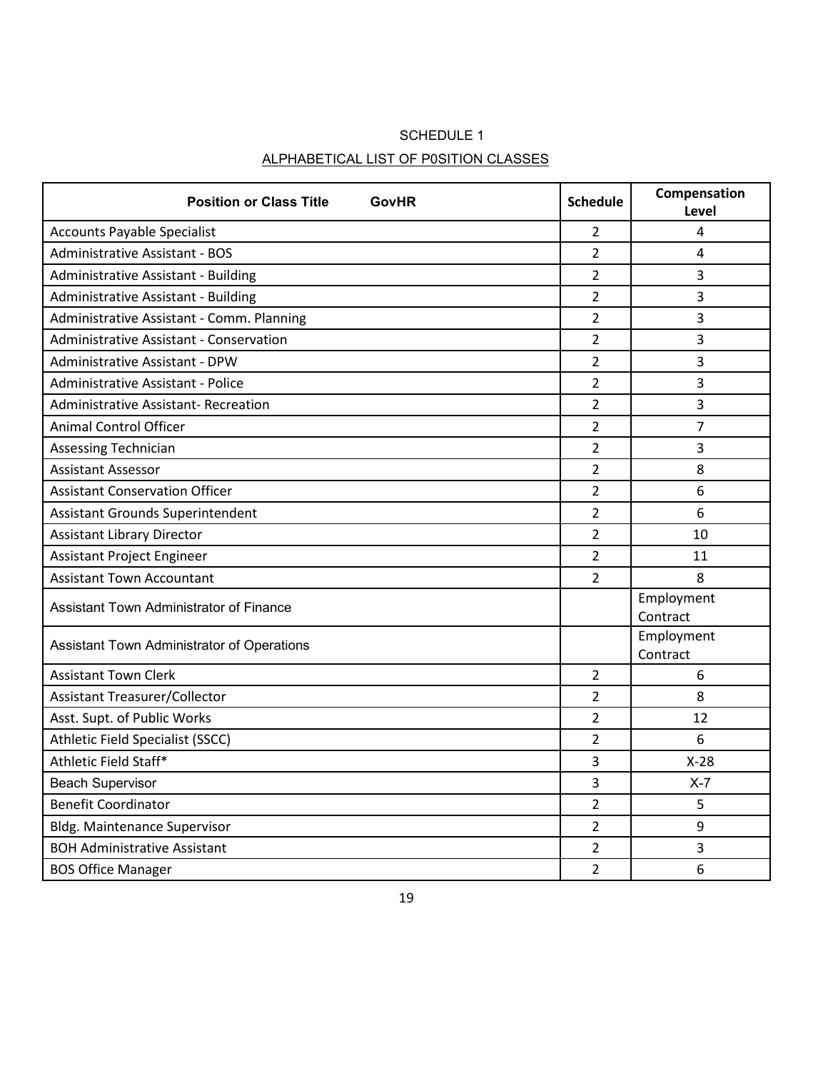SCHEDULE 1

ALPHABETICAL LIST OF P0SITION CLASSES

| Position or Class Title GovHR | Schedule | Compensation Level |
|---|---|---|
| Accounts Payable Specialist | 2 | 4 |
| Administrative Assistant - BOS | 2 | 4 |
| Administrative Assistant - Building | 2 | 3 |
| Administrative Assistant - Building | 2 | 3 |
| Administrative Assistant - Comm. Planning | 2 | 3 |
| Administrative Assistant - Conservation | 2 | 3 |
| Administrative Assistant - DPW | 2 | 3 |
| Administrative Assistant - Police | 2 | 3 |
| Administrative Assistant- Recreation | 2 | 3 |
| Animal Control Officer | 2 | 7 |
| Assessing Technician | 2 | 3 |
| Assistant Assessor | 2 | 8 |
| Assistant Conservation Officer | 2 | 6 |
| Assistant Grounds Superintendent | 2 | 6 |
| Assistant Library Director | 2 | 10 |
| Assistant Project Engineer | 2 | 11 |
| Assistant Town Accountant | 2 | 8 |
| Assistant Town Administrator of Finance | | Employment Contract |
| Assistant Town Administrator of Operations | | Employment Contract |
| Assistant Town Clerk | 2 | 6 |
| Assistant Treasurer/Collector | 2 | 8 |
| Asst. Supt. of Public Works | 2 | 12 |
| Athletic Field Specialist (SSCC) | 2 | 6 |
| Athletic Field Staff* | 3 | X-28 |
| Beach Supervisor | 3 | X-7 |
| Benefit Coordinator | 2 | 5 |
| Bldg. Maintenance Supervisor | 2 | 9 |
| BOH Administrative Assistant | 2 | 3 |
| BOS Office Manager | 2 | 6 |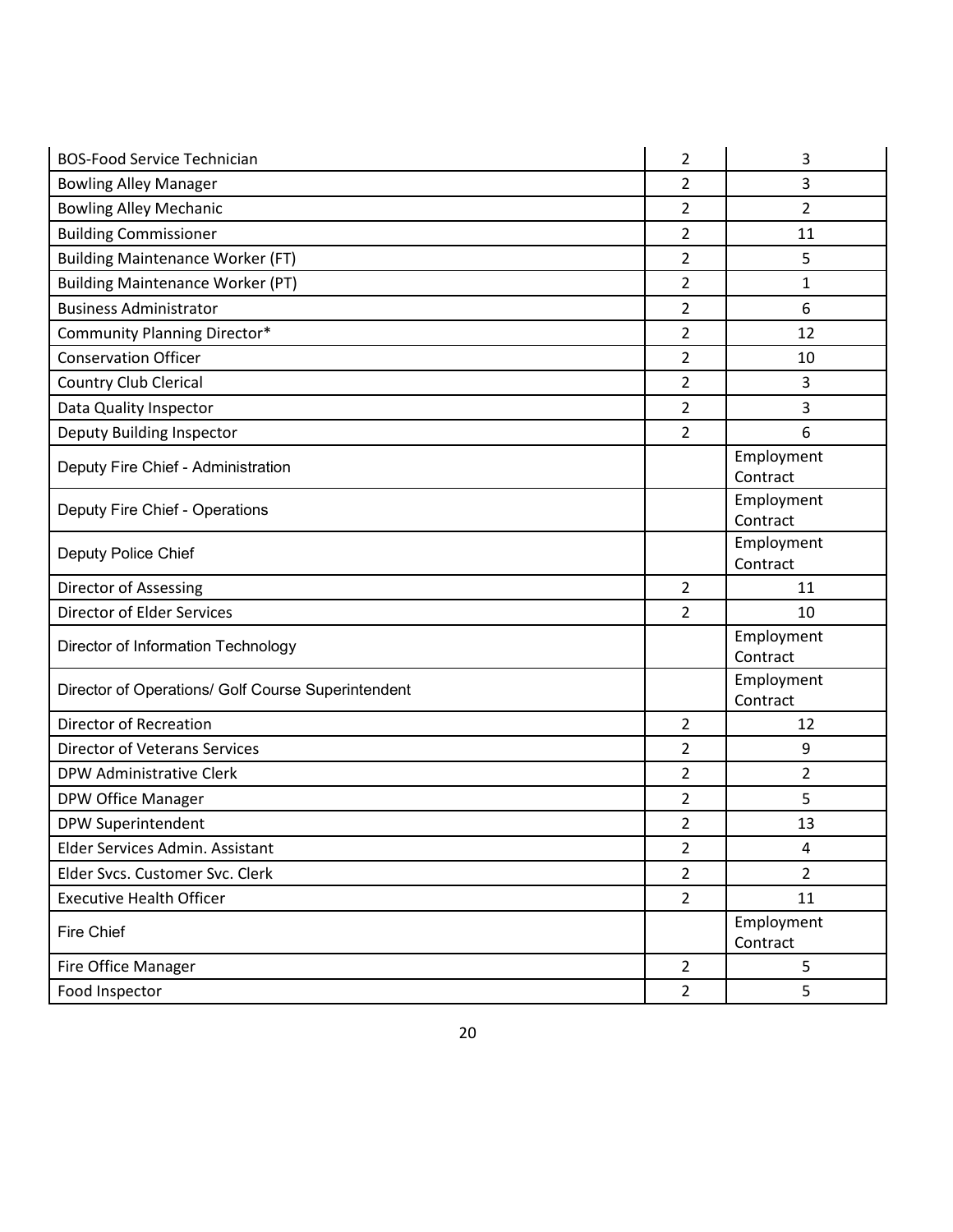| | | |
|---|---|---|
| BOS-Food Service Technician | 2 | 3 |
| Bowling Alley Manager | 2 | 3 |
| Bowling Alley Mechanic | 2 | 2 |
| Building Commissioner | 2 | 11 |
| Building Maintenance Worker (FT) | 2 | 5 |
| Building Maintenance Worker (PT) | 2 | 1 |
| Business Administrator | 2 | 6 |
| Community Planning Director* | 2 | 12 |
| Conservation Officer | 2 | 10 |
| Country Club Clerical | 2 | 3 |
| Data Quality Inspector | 2 | 3 |
| Deputy Building Inspector | 2 | 6 |
| Deputy Fire Chief - Administration | | Employment Contract |
| Deputy Fire Chief - Operations | | Employment Contract |
| Deputy Police Chief | | Employment Contract |
| Director of Assessing | 2 | 11 |
| Director of Elder Services | 2 | 10 |
| Director of Information Technology | | Employment Contract |
| Director of Operations/ Golf Course Superintendent | | Employment Contract |
| Director of Recreation | 2 | 12 |
| Director of Veterans Services | 2 | 9 |
| DPW Administrative Clerk | 2 | 2 |
| DPW Office Manager | 2 | 5 |
| DPW Superintendent | 2 | 13 |
| Elder Services Admin. Assistant | 2 | 4 |
| Elder Svcs. Customer Svc. Clerk | 2 | 2 |
| Executive Health Officer | 2 | 11 |
| Fire Chief | | Employment Contract |
| Fire Office Manager | 2 | 5 |
| Food Inspector | 2 | 5 |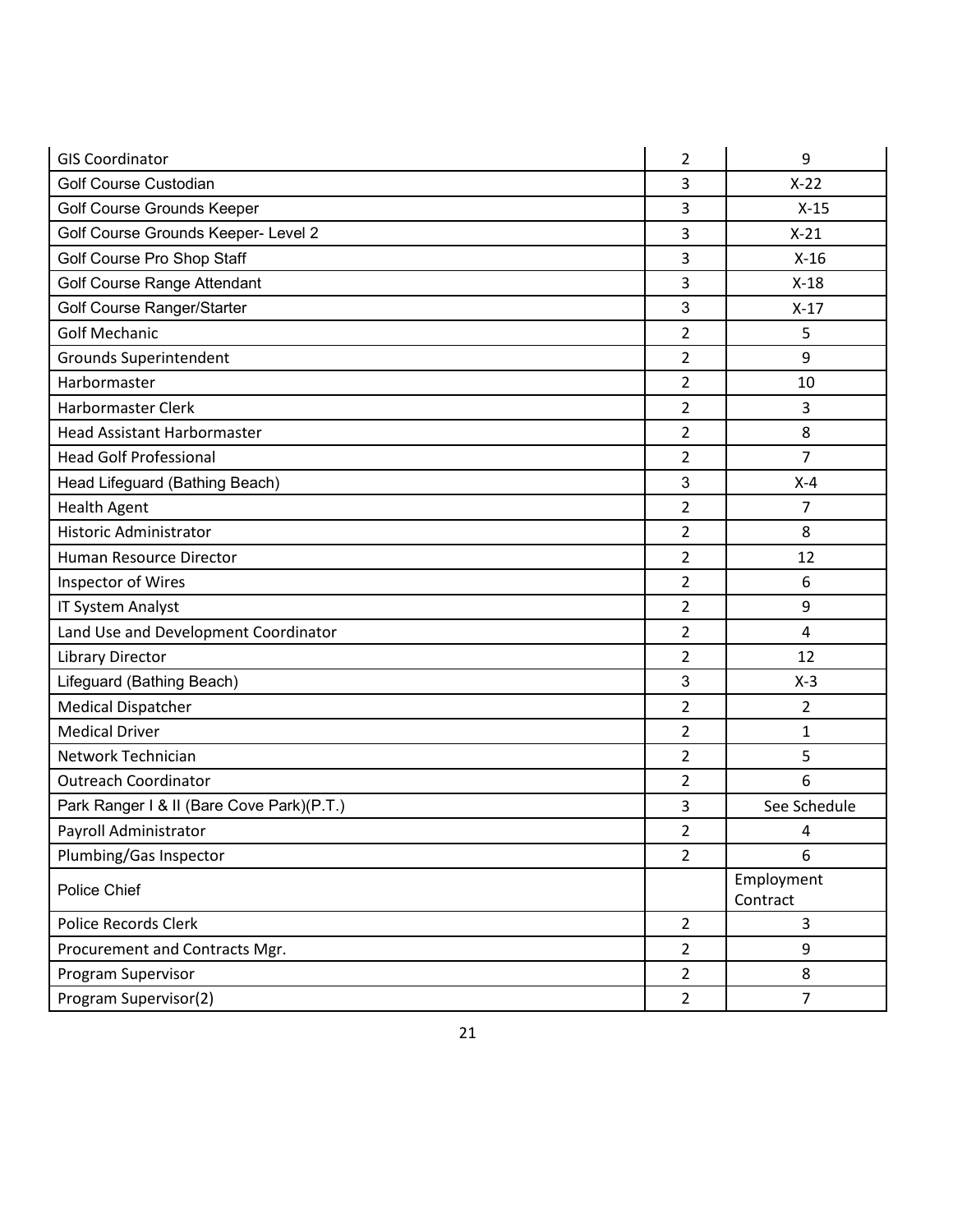| GIS Coordinator | 2 | 9 |
|---|---|---|
| Golf Course Custodian | 3 | X-22 |
| Golf Course Grounds Keeper | 3 | X-15 |
| Golf Course Grounds Keeper- Level 2 | 3 | X-21 |
| Golf Course Pro Shop Staff | 3 | X-16 |
| Golf Course Range Attendant | 3 | X-18 |
| Golf Course Ranger/Starter | 3 | X-17 |
| Golf Mechanic | 2 | 5 |
| Grounds Superintendent | 2 | 9 |
| Harbormaster | 2 | 10 |
| Harbormaster Clerk | 2 | 3 |
| Head Assistant Harbormaster | 2 | 8 |
| Head Golf Professional | 2 | 7 |
| Head Lifeguard (Bathing Beach) | 3 | X-4 |
| Health Agent | 2 | 7 |
| Historic Administrator | 2 | 8 |
| Human Resource Director | 2 | 12 |
| Inspector of Wires | 2 | 6 |
| IT System Analyst | 2 | 9 |
| Land Use and Development Coordinator | 2 | 4 |
| Library Director | 2 | 12 |
| Lifeguard (Bathing Beach) | 3 | X-3 |
| Medical Dispatcher | 2 | 2 |
| Medical Driver | 2 | 1 |
| Network Technician | 2 | 5 |
| Outreach Coordinator | 2 | 6 |
| Park Ranger I & II (Bare Cove Park)(P.T.) | 3 | See Schedule |
| Payroll Administrator | 2 | 4 |
| Plumbing/Gas Inspector | 2 | 6 |
| Police Chief | | Employment Contract |
| Police Records Clerk | 2 | 3 |
| Procurement and Contracts Mgr. | 2 | 9 |
| Program Supervisor | 2 | 8 |
| Program Supervisor(2) | 2 | 7 |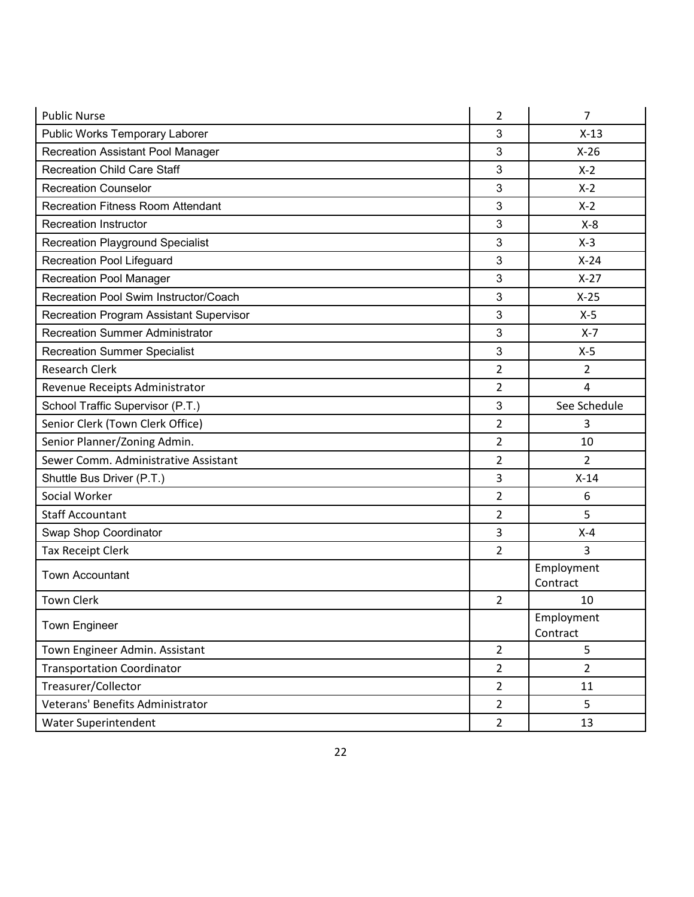| | | |
|---|---|---|
| Public Nurse | 2 | 7 |
| Public Works Temporary Laborer | 3 | X-13 |
| Recreation Assistant Pool Manager | 3 | X-26 |
| Recreation Child Care Staff | 3 | X-2 |
| Recreation Counselor | 3 | X-2 |
| Recreation Fitness Room Attendant | 3 | X-2 |
| Recreation Instructor | 3 | X-8 |
| Recreation Playground Specialist | 3 | X-3 |
| Recreation Pool Lifeguard | 3 | X-24 |
| Recreation Pool Manager | 3 | X-27 |
| Recreation Pool Swim Instructor/Coach | 3 | X-25 |
| Recreation Program Assistant Supervisor | 3 | X-5 |
| Recreation Summer Administrator | 3 | X-7 |
| Recreation Summer Specialist | 3 | X-5 |
| Research Clerk | 2 | 2 |
| Revenue Receipts Administrator | 2 | 4 |
| School Traffic Supervisor (P.T.) | 3 | See Schedule |
| Senior Clerk (Town Clerk Office) | 2 | 3 |
| Senior Planner/Zoning Admin. | 2 | 10 |
| Sewer Comm. Administrative Assistant | 2 | 2 |
| Shuttle Bus Driver (P.T.) | 3 | X-14 |
| Social Worker | 2 | 6 |
| Staff Accountant | 2 | 5 |
| Swap Shop Coordinator | 3 | X-4 |
| Tax Receipt Clerk | 2 | 3 |
| Town Accountant | | Employment Contract |
| Town Clerk | 2 | 10 |
| Town Engineer | | Employment Contract |
| Town Engineer Admin. Assistant | 2 | 5 |
| Transportation Coordinator | 2 | 2 |
| Treasurer/Collector | 2 | 11 |
| Veterans' Benefits Administrator | 2 | 5 |
| Water Superintendent | 2 | 13 |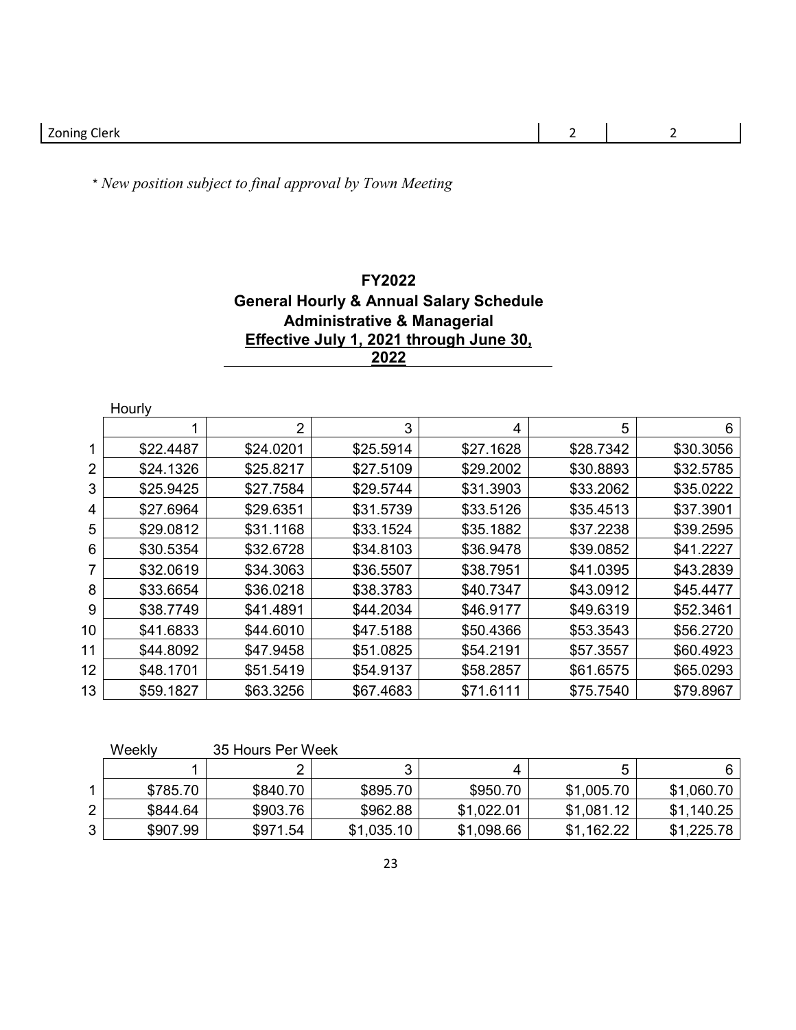| Zoning Clerk | 2 | 2 |
|---|---|---|

*\* New position subject to final approval by Town Meeting*

**FY2022**
**General Hourly & Annual Salary Schedule**
**Administrative & Managerial**
**Effective July 1, 2021 through June 30, 2022**

Hourly

| | 1 | 2 | 3 | 4 | 5 | 6 |
|---|---|---|---|---|---|---|
| 1 | $22.4487 | $24.0201 | $25.5914 | $27.1628 | $28.7342 | $30.3056 |
| 2 | $24.1326 | $25.8217 | $27.5109 | $29.2002 | $30.8893 | $32.5785 |
| 3 | $25.9425 | $27.7584 | $29.5744 | $31.3903 | $33.2062 | $35.0222 |
| 4 | $27.6964 | $29.6351 | $31.5739 | $33.5126 | $35.4513 | $37.3901 |
| 5 | $29.0812 | $31.1168 | $33.1524 | $35.1882 | $37.2238 | $39.2595 |
| 6 | $30.5354 | $32.6728 | $34.8103 | $36.9478 | $39.0852 | $41.2227 |
| 7 | $32.0619 | $34.3063 | $36.5507 | $38.7951 | $41.0395 | $43.2839 |
| 8 | $33.6654 | $36.0218 | $38.3783 | $40.7347 | $43.0912 | $45.4477 |
| 9 | $38.7749 | $41.4891 | $44.2034 | $46.9177 | $49.6319 | $52.3461 |
| 10 | $41.6833 | $44.6010 | $47.5188 | $50.4366 | $53.3543 | $56.2720 |
| 11 | $44.8092 | $47.9458 | $51.0825 | $54.2191 | $57.3557 | $60.4923 |
| 12 | $48.1701 | $51.5419 | $54.9137 | $58.2857 | $61.6575 | $65.0293 |
| 13 | $59.1827 | $63.3256 | $67.4683 | $71.6111 | $75.7540 | $79.8967 |

Weekly 35 Hours Per Week

| | 1 | 2 | 3 | 4 | 5 | 6 |
|---|---|---|---|---|---|---|
| 1 | $785.70 | $840.70 | $895.70 | $950.70 | $1,005.70 | $1,060.70 |
| 2 | $844.64 | $903.76 | $962.88 | $1,022.01 | $1,081.12 | $1,140.25 |
| 3 | $907.99 | $971.54 | $1,035.10 | $1,098.66 | $1,162.22 | $1,225.78 |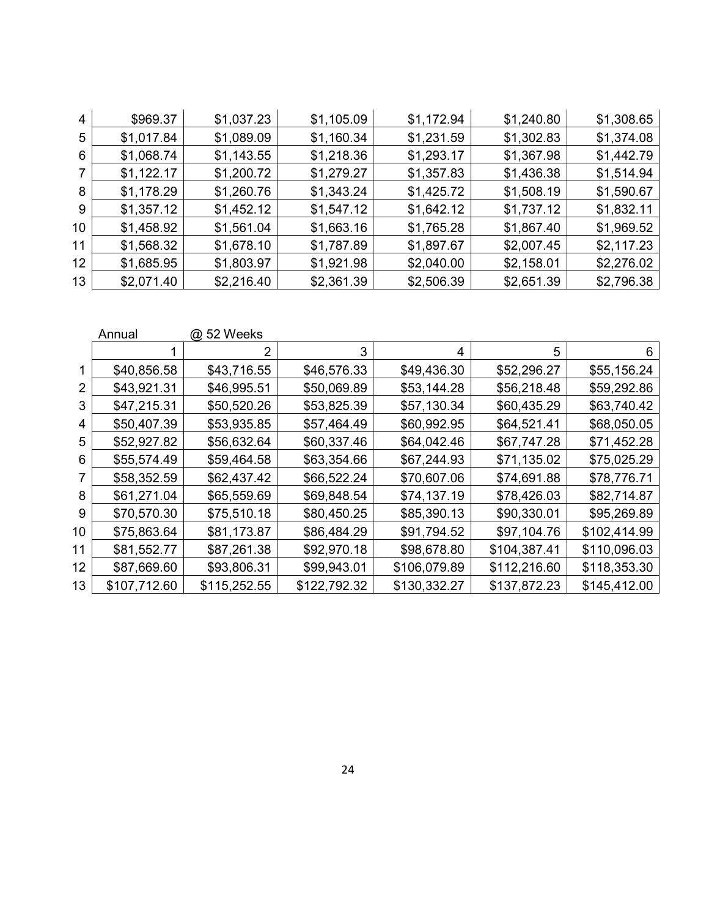| | | | | | | |
|---|---|---|---|---|---|---|
| 4 | $969.37 | $1,037.23 | $1,105.09 | $1,172.94 | $1,240.80 | $1,308.65 |
| 5 | $1,017.84 | $1,089.09 | $1,160.34 | $1,231.59 | $1,302.83 | $1,374.08 |
| 6 | $1,068.74 | $1,143.55 | $1,218.36 | $1,293.17 | $1,367.98 | $1,442.79 |
| 7 | $1,122.17 | $1,200.72 | $1,279.27 | $1,357.83 | $1,436.38 | $1,514.94 |
| 8 | $1,178.29 | $1,260.76 | $1,343.24 | $1,425.72 | $1,508.19 | $1,590.67 |
| 9 | $1,357.12 | $1,452.12 | $1,547.12 | $1,642.12 | $1,737.12 | $1,832.11 |
| 10 | $1,458.92 | $1,561.04 | $1,663.16 | $1,765.28 | $1,867.40 | $1,969.52 |
| 11 | $1,568.32 | $1,678.10 | $1,787.89 | $1,897.67 | $2,007.45 | $2,117.23 |
| 12 | $1,685.95 | $1,803.97 | $1,921.98 | $2,040.00 | $2,158.01 | $2,276.02 |
| 13 | $2,071.40 | $2,216.40 | $2,361.39 | $2,506.39 | $2,651.39 | $2,796.38 |

| | Annual | @ 52 Weeks | | | | |
|---|---|---|---|---|---|---|
| | 1 | 2 | 3 | 4 | 5 | 6 |
| 1 | $40,856.58 | $43,716.55 | $46,576.33 | $49,436.30 | $52,296.27 | $55,156.24 |
| 2 | $43,921.31 | $46,995.51 | $50,069.89 | $53,144.28 | $56,218.48 | $59,292.86 |
| 3 | $47,215.31 | $50,520.26 | $53,825.39 | $57,130.34 | $60,435.29 | $63,740.42 |
| 4 | $50,407.39 | $53,935.85 | $57,464.49 | $60,992.95 | $64,521.41 | $68,050.05 |
| 5 | $52,927.82 | $56,632.64 | $60,337.46 | $64,042.46 | $67,747.28 | $71,452.28 |
| 6 | $55,574.49 | $59,464.58 | $63,354.66 | $67,244.93 | $71,135.02 | $75,025.29 |
| 7 | $58,352.59 | $62,437.42 | $66,522.24 | $70,607.06 | $74,691.88 | $78,776.71 |
| 8 | $61,271.04 | $65,559.69 | $69,848.54 | $74,137.19 | $78,426.03 | $82,714.87 |
| 9 | $70,570.30 | $75,510.18 | $80,450.25 | $85,390.13 | $90,330.01 | $95,269.89 |
| 10 | $75,863.64 | $81,173.87 | $86,484.29 | $91,794.52 | $97,104.76 | $102,414.99 |
| 11 | $81,552.77 | $87,261.38 | $92,970.18 | $98,678.80 | $104,387.41 | $110,096.03 |
| 12 | $87,669.60 | $93,806.31 | $99,943.01 | $106,079.89 | $112,216.60 | $118,353.30 |
| 13 | $107,712.60 | $115,252.55 | $122,792.32 | $130,332.27 | $137,872.23 | $145,412.00 |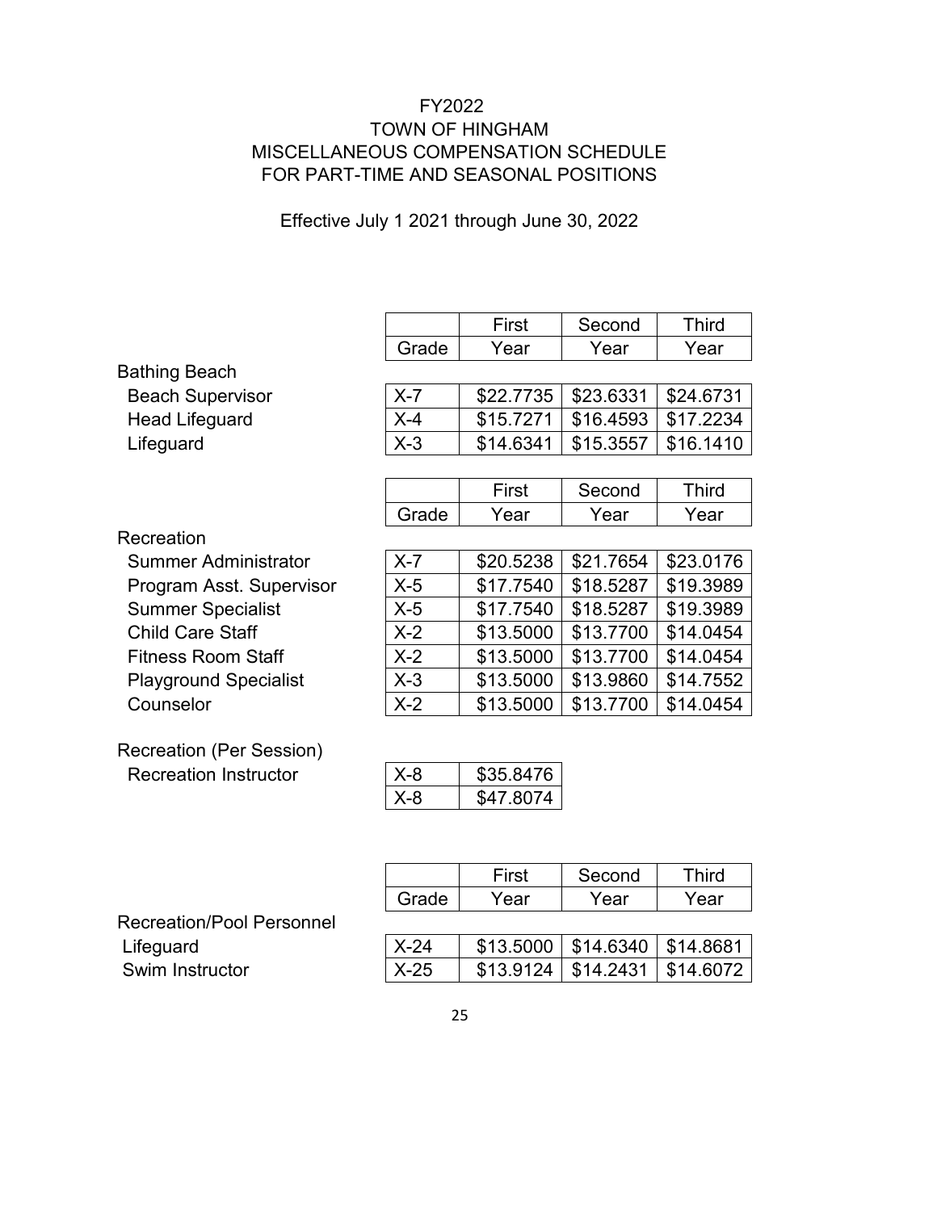# FY2022
# TOWN OF HINGHAM
# MISCELLANEOUS COMPENSATION SCHEDULE FOR PART-TIME AND SEASONAL POSITIONS

Effective July 1 2021 through June 30, 2022

| | Grade | First Year | Second Year | Third Year |
|---|---|---|---|---|
| **Bathing Beach** | | | | |
| Beach Supervisor | X-7 | $22.7735 | $23.6331 | $24.6731 |
| Head Lifeguard | X-4 | $15.7271 | $16.4593 | $17.2234 |
| Lifeguard | X-3 | $14.6341 | $15.3557 | $16.1410 |

| | Grade | First Year | Second Year | Third Year |
|---|---|---|---|---|
| **Recreation** | | | | |
| Summer Administrator | X-7 | $20.5238 | $21.7654 | $23.0176 |
| Program Asst. Supervisor | X-5 | $17.7540 | $18.5287 | $19.3989 |
| Summer Specialist | X-5 | $17.7540 | $18.5287 | $19.3989 |
| Child Care Staff | X-2 | $13.5000 | $13.7700 | $14.0454 |
| Fitness Room Staff | X-2 | $13.5000 | $13.7700 | $14.0454 |
| Playground Specialist | X-3 | $13.5000 | $13.9860 | $14.7552 |
| Counselor | X-2 | $13.5000 | $13.7700 | $14.0454 |

| Recreation (Per Session) | Grade | Rate |
|---|---|---|
| Recreation Instructor | X-8 | $35.8476 |
| | X-8 | $47.8074 |

| | Grade | First Year | Second Year | Third Year |
|---|---|---|---|---|
| **Recreation/Pool Personnel** | | | | |
| Lifeguard | X-24 | $13.5000 | $14.6340 | $14.8681 |
| Swim Instructor | X-25 | $13.9124 | $14.2431 | $14.6072 |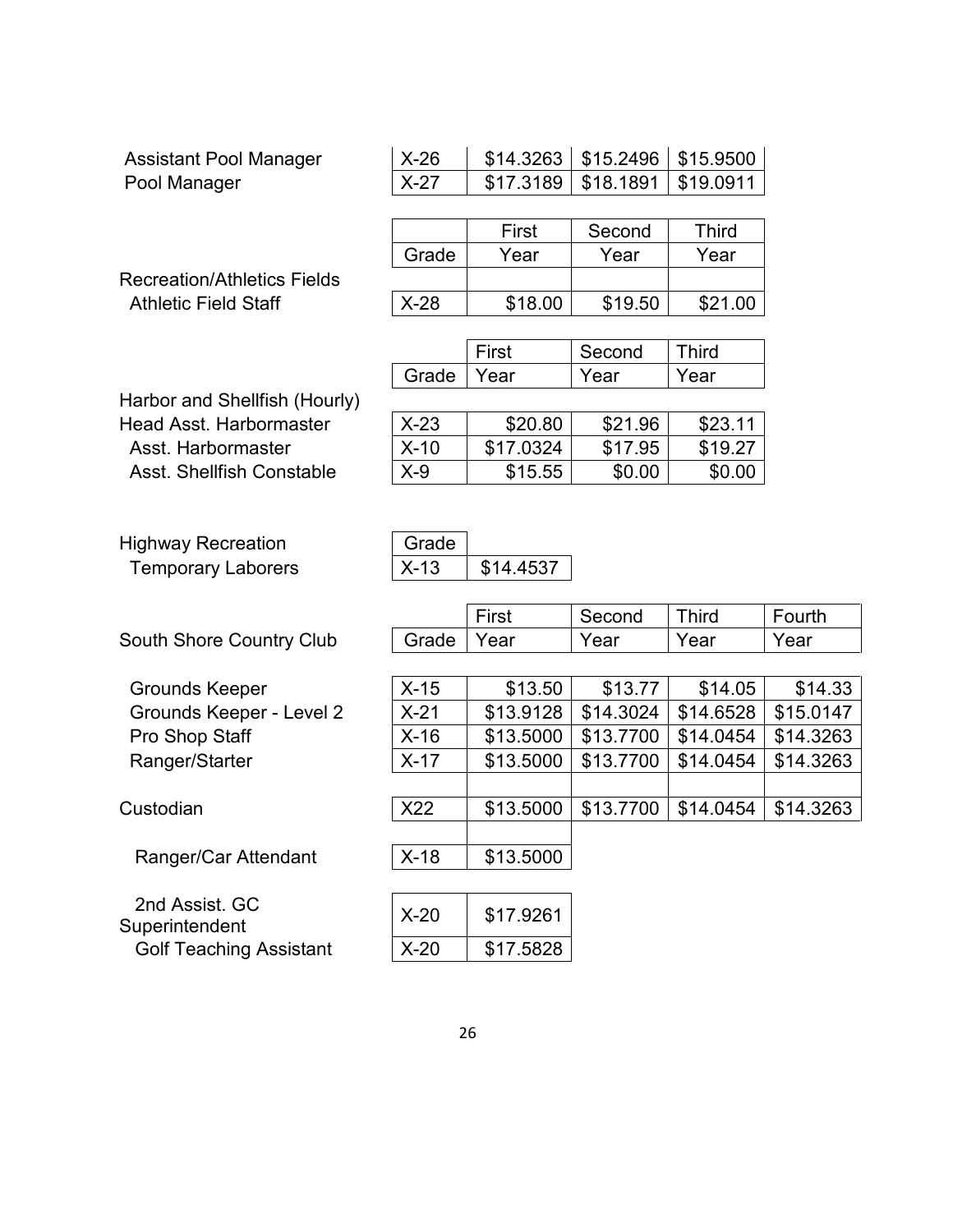| | | | | |
|---|---|---|---|---|
| Assistant Pool Manager | X-26 | $14.3263 | $15.2496 | $15.9500 |
| Pool Manager | X-27 | $17.3189 | $18.1891 | $19.0911 |

| | Grade | First Year | Second Year | Third Year |
|---|---|---|---|---|
| Recreation/Athletics Fields | | | | |
| Athletic Field Staff | X-28 | $18.00 | $19.50 | $21.00 |

| | Grade | First Year | Second Year | Third Year |
|---|---|---|---|---|
| Harbor and Shellfish (Hourly) | | | | |
| Head Asst. Harbormaster | X-23 | $20.80 | $21.96 | $23.11 |
| Asst. Harbormaster | X-10 | $17.0324 | $17.95 | $19.27 |
| Asst. Shellfish Constable | X-9 | $15.55 | $0.00 | $0.00 |

| | Grade | |
|---|---|---|
| Highway Recreation | | |
| Temporary Laborers | X-13 | $14.4537 |

| South Shore Country Club | Grade | First Year | Second Year | Third Year | Fourth Year |
|---|---|---|---|---|---|
| Grounds Keeper | X-15 | $13.50 | $13.77 | $14.05 | $14.33 |
| Grounds Keeper - Level 2 | X-21 | $13.9128 | $14.3024 | $14.6528 | $15.0147 |
| Pro Shop Staff | X-16 | $13.5000 | $13.7700 | $14.0454 | $14.3263 |
| Ranger/Starter | X-17 | $13.5000 | $13.7700 | $14.0454 | $14.3263 |
| | | | | | |
| Custodian | X22 | $13.5000 | $13.7700 | $14.0454 | $14.3263 |
| | | | | | |
| Ranger/Car Attendant | X-18 | $13.5000 | | | |
| | | | | | |
| 2nd Assist. GC Superintendent | X-20 | $17.9261 | | | |
| Golf Teaching Assistant | X-20 | $17.5828 | | | |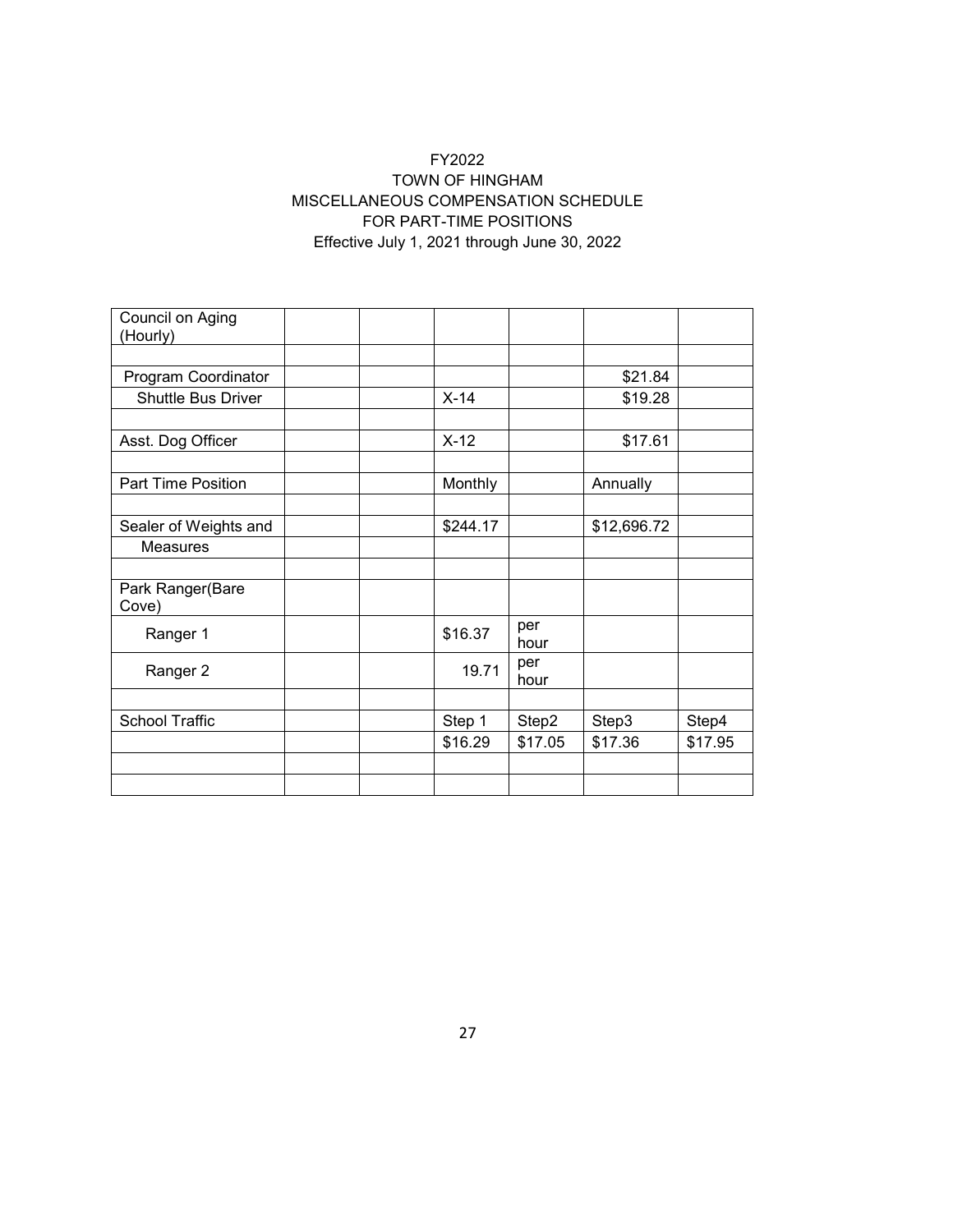FY2022
TOWN OF HINGHAM
MISCELLANEOUS COMPENSATION SCHEDULE
FOR PART-TIME POSITIONS
Effective July 1, 2021 through June 30, 2022

| | | | | | | |
|---|---|---|---|---|---|---|
| Council on Aging (Hourly) | | | | | | |
| | | | | | | |
| Program Coordinator | | | | | $21.84 | |
| Shuttle Bus Driver | | | X-14 | | $19.28 | |
| | | | | | | |
| Asst. Dog Officer | | | X-12 | | $17.61 | |
| | | | | | | |
| Part Time Position | | | Monthly | | Annually | |
| | | | | | | |
| Sealer of Weights and | | | $244.17 | | $12,696.72 | |
| Measures | | | | | | |
| | | | | | | |
| Park Ranger(Bare Cove) | | | | | | |
| Ranger 1 | | | $16.37 | per hour | | |
| Ranger 2 | | | 19.71 | per hour | | |
| | | | | | | |
| School Traffic | | | Step 1 | Step2 | Step3 | Step4 |
| | | | $16.29 | $17.05 | $17.36 | $17.95 |
| | | | | | | |
| | | | | | | |